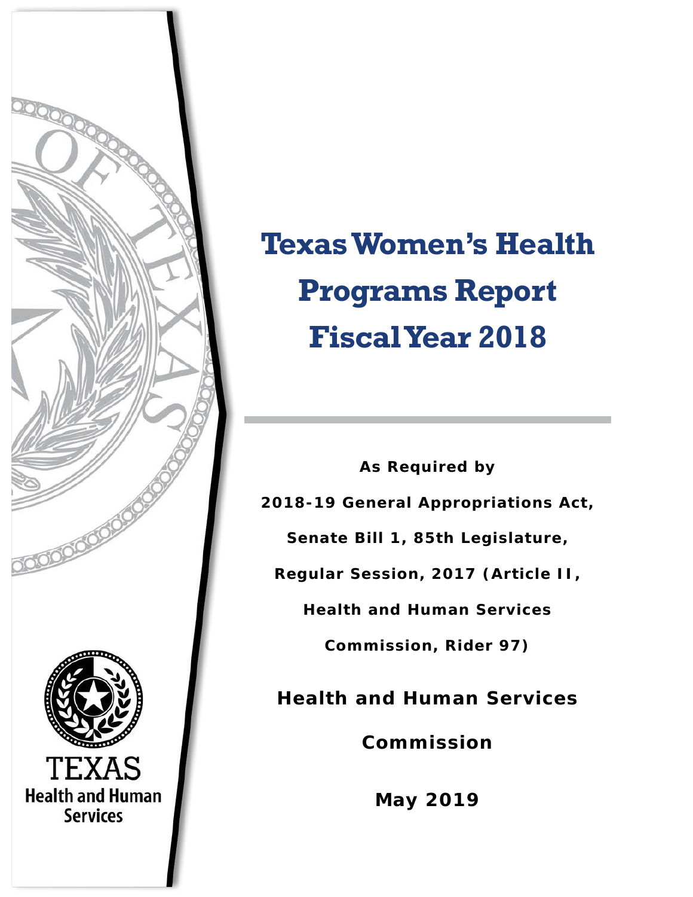# Texas Women's Health Programs Report Fiscal Year 2018

**As Required by**

**2018-19 General Appropriations Act,**

**Senate Bill 1, 85th Legislature,**

**Regular Session, 2017 (Article II,**

**Health and Human Services**

**Commission, Rider 97)**

**Health and Human Services Commission**

**May 2019**

TEXAS Health and Human Services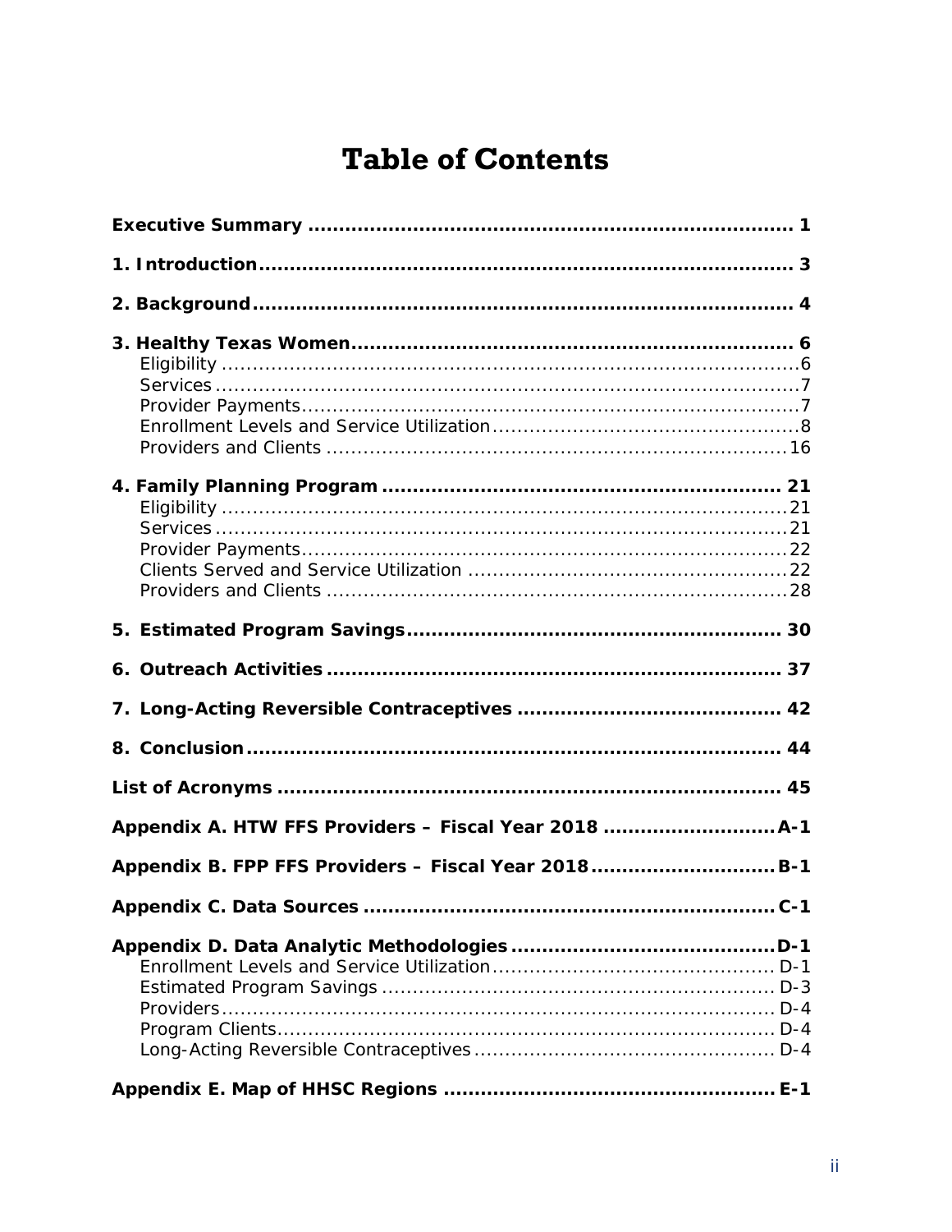# Table of Contents

**Executive Summary** ... 1

**1. Introduction** ... 3

**2. Background** ... 4

**3. Healthy Texas Women** ... 6
- Eligibility ... 6
- Services ... 7
- Provider Payments ... 7
- Enrollment Levels and Service Utilization ... 8
- Providers and Clients ... 16

**4. Family Planning Program** ... 21
- Eligibility ... 21
- Services ... 21
- Provider Payments ... 22
- Clients Served and Service Utilization ... 22
- Providers and Clients ... 28

**5. Estimated Program Savings** ... 30

**6. Outreach Activities** ... 37

**7. Long-Acting Reversible Contraceptives** ... 42

**8. Conclusion** ... 44

**List of Acronyms** ... 45

**Appendix A. HTW FFS Providers – Fiscal Year 2018** ... A-1

**Appendix B. FPP FFS Providers – Fiscal Year 2018** ... B-1

**Appendix C. Data Sources** ... C-1

**Appendix D. Data Analytic Methodologies** ... D-1
- Enrollment Levels and Service Utilization ... D-1
- Estimated Program Savings ... D-3
- Providers ... D-4
- Program Clients ... D-4
- Long-Acting Reversible Contraceptives ... D-4

**Appendix E. Map of HHSC Regions** ... E-1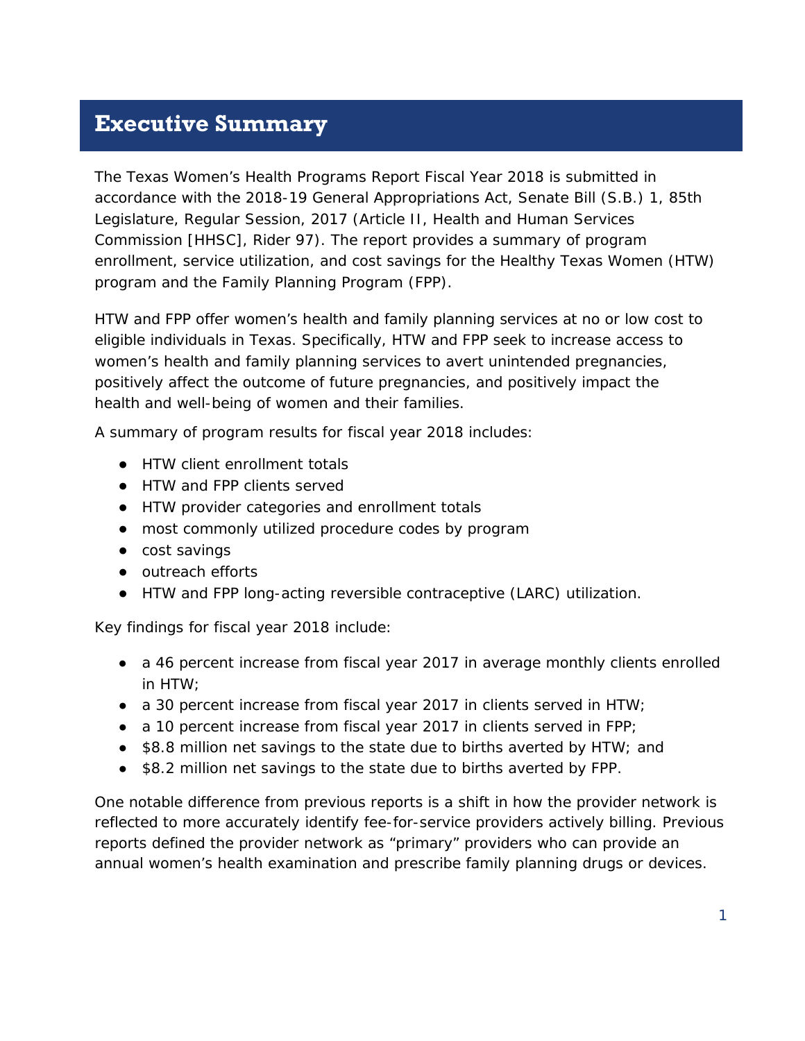# Executive Summary

The Texas Women's Health Programs Report Fiscal Year 2018 is submitted in accordance with the 2018-19 General Appropriations Act, Senate Bill (S.B.) 1, 85th Legislature, Regular Session, 2017 (Article II, Health and Human Services Commission [HHSC], Rider 97). The report provides a summary of program enrollment, service utilization, and cost savings for the Healthy Texas Women (HTW) program and the Family Planning Program (FPP).

HTW and FPP offer women's health and family planning services at no or low cost to eligible individuals in Texas. Specifically, HTW and FPP seek to increase access to women's health and family planning services to avert unintended pregnancies, positively affect the outcome of future pregnancies, and positively impact the health and well-being of women and their families.

A summary of program results for fiscal year 2018 includes:

- HTW client enrollment totals
- HTW and FPP clients served
- HTW provider categories and enrollment totals
- most commonly utilized procedure codes by program
- cost savings
- outreach efforts
- HTW and FPP long-acting reversible contraceptive (LARC) utilization.

Key findings for fiscal year 2018 include:

- a 46 percent increase from fiscal year 2017 in average monthly clients enrolled in HTW;
- a 30 percent increase from fiscal year 2017 in clients served in HTW;
- a 10 percent increase from fiscal year 2017 in clients served in FPP;
- $8.8 million net savings to the state due to births averted by HTW; and
- $8.2 million net savings to the state due to births averted by FPP.

One notable difference from previous reports is a shift in how the provider network is reflected to more accurately identify fee-for-service providers actively billing. Previous reports defined the provider network as "primary" providers who can provide an annual women's health examination and prescribe family planning drugs or devices.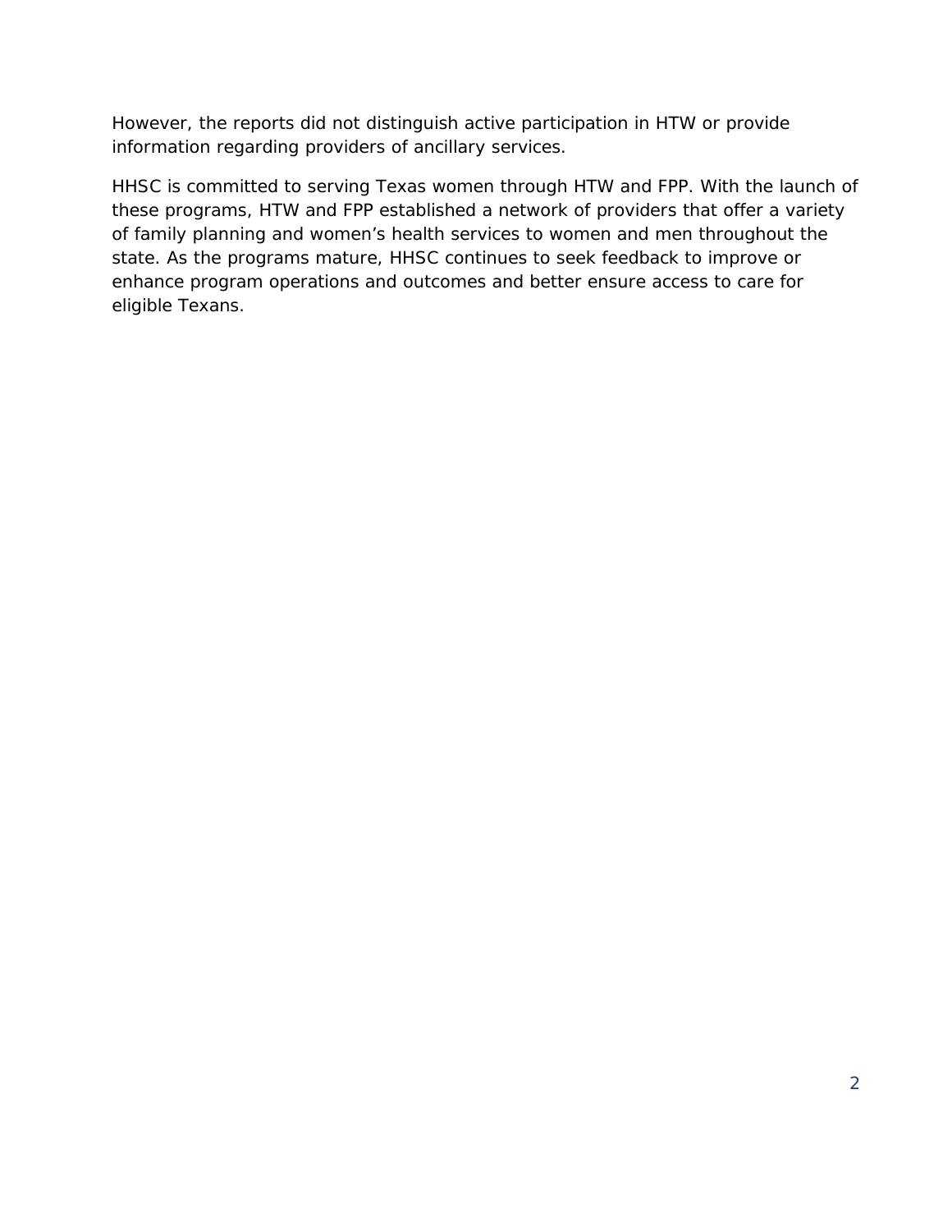However, the reports did not distinguish active participation in HTW or provide information regarding providers of ancillary services.

HHSC is committed to serving Texas women through HTW and FPP. With the launch of these programs, HTW and FPP established a network of providers that offer a variety of family planning and women's health services to women and men throughout the state. As the programs mature, HHSC continues to seek feedback to improve or enhance program operations and outcomes and better ensure access to care for eligible Texans.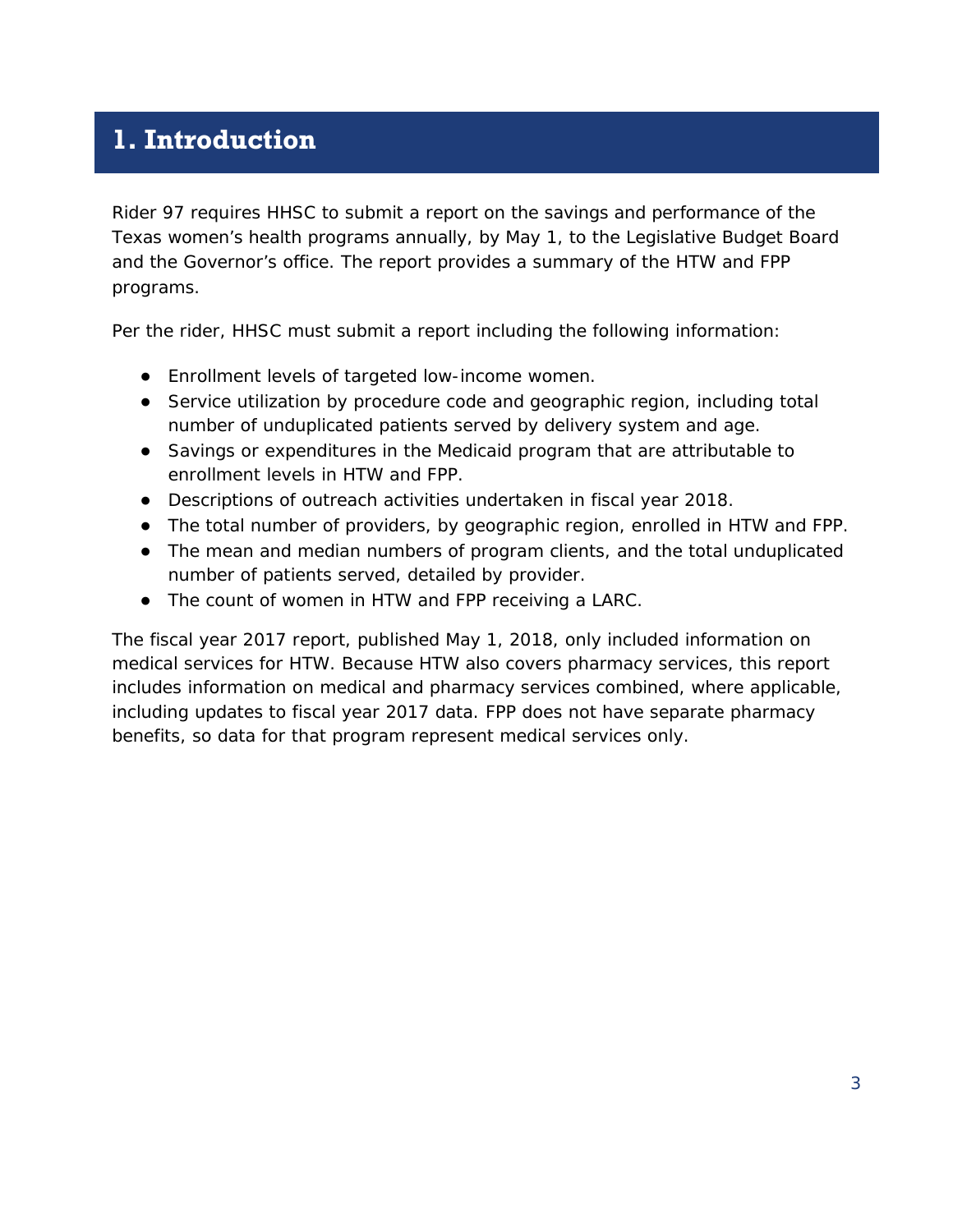# 1. Introduction

Rider 97 requires HHSC to submit a report on the savings and performance of the Texas women's health programs annually, by May 1, to the Legislative Budget Board and the Governor's office. The report provides a summary of the HTW and FPP programs.

Per the rider, HHSC must submit a report including the following information:

- Enrollment levels of targeted low-income women.
- Service utilization by procedure code and geographic region, including total number of unduplicated patients served by delivery system and age.
- Savings or expenditures in the Medicaid program that are attributable to enrollment levels in HTW and FPP.
- Descriptions of outreach activities undertaken in fiscal year 2018.
- The total number of providers, by geographic region, enrolled in HTW and FPP.
- The mean and median numbers of program clients, and the total unduplicated number of patients served, detailed by provider.
- The count of women in HTW and FPP receiving a LARC.

The fiscal year 2017 report, published May 1, 2018, only included information on medical services for HTW. Because HTW also covers pharmacy services, this report includes information on medical and pharmacy services combined, where applicable, including updates to fiscal year 2017 data. FPP does not have separate pharmacy benefits, so data for that program represent medical services only.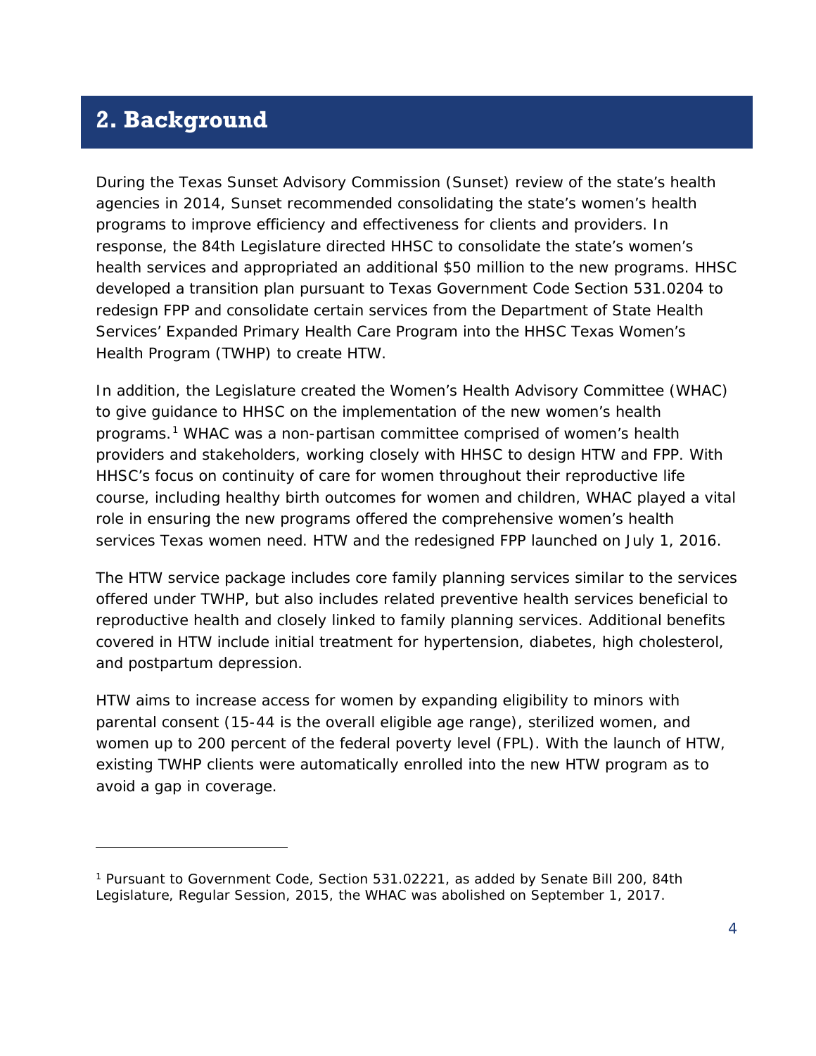## 2. Background

During the Texas Sunset Advisory Commission (Sunset) review of the state's health agencies in 2014, Sunset recommended consolidating the state's women's health programs to improve efficiency and effectiveness for clients and providers. In response, the 84th Legislature directed HHSC to consolidate the state's women's health services and appropriated an additional $50 million to the new programs. HHSC developed a transition plan pursuant to Texas Government Code Section 531.0204 to redesign FPP and consolidate certain services from the Department of State Health Services' Expanded Primary Health Care Program into the HHSC Texas Women's Health Program (TWHP) to create HTW.

In addition, the Legislature created the Women's Health Advisory Committee (WHAC) to give guidance to HHSC on the implementation of the new women's health programs.[1] WHAC was a non-partisan committee comprised of women's health providers and stakeholders, working closely with HHSC to design HTW and FPP. With HHSC's focus on continuity of care for women throughout their reproductive life course, including healthy birth outcomes for women and children, WHAC played a vital role in ensuring the new programs offered the comprehensive women's health services Texas women need. HTW and the redesigned FPP launched on July 1, 2016.

The HTW service package includes core family planning services similar to the services offered under TWHP, but also includes related preventive health services beneficial to reproductive health and closely linked to family planning services. Additional benefits covered in HTW include initial treatment for hypertension, diabetes, high cholesterol, and postpartum depression.

HTW aims to increase access for women by expanding eligibility to minors with parental consent (15-44 is the overall eligible age range), sterilized women, and women up to 200 percent of the federal poverty level (FPL). With the launch of HTW, existing TWHP clients were automatically enrolled into the new HTW program as to avoid a gap in coverage.

---

[1] Pursuant to Government Code, Section 531.02221, as added by Senate Bill 200, 84th Legislature, Regular Session, 2015, the WHAC was abolished on September 1, 2017.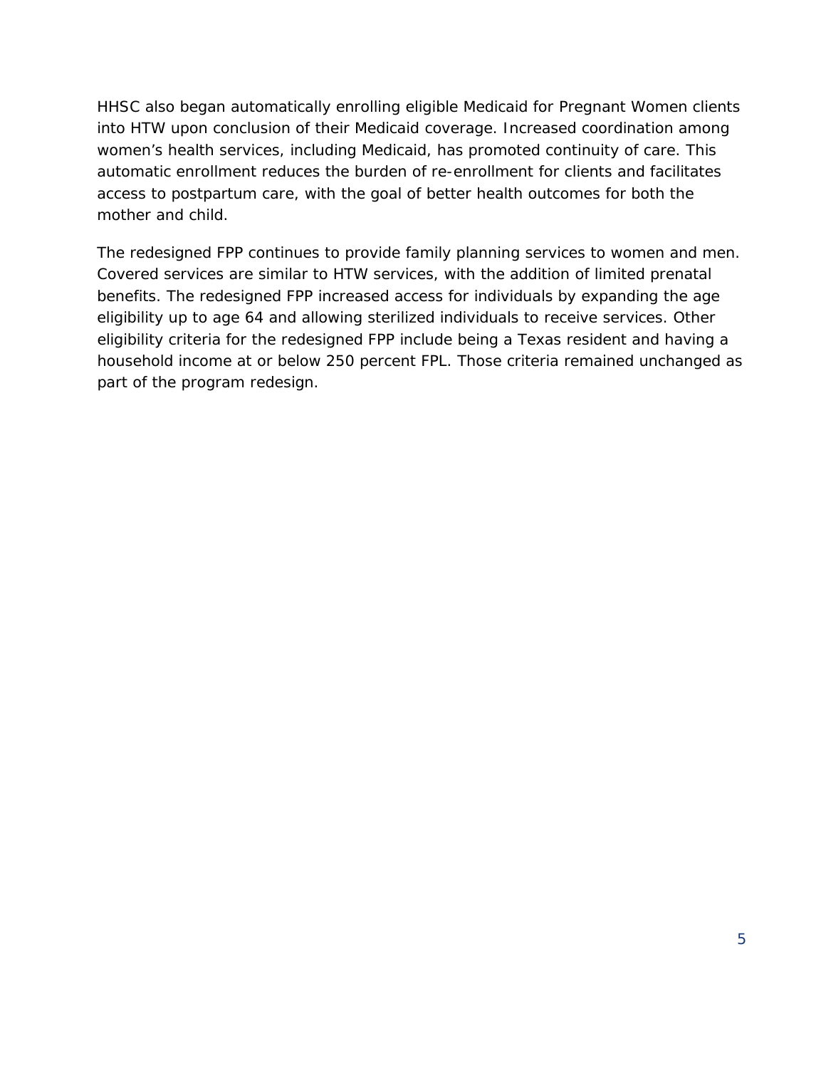HHSC also began automatically enrolling eligible Medicaid for Pregnant Women clients into HTW upon conclusion of their Medicaid coverage. Increased coordination among women's health services, including Medicaid, has promoted continuity of care. This automatic enrollment reduces the burden of re-enrollment for clients and facilitates access to postpartum care, with the goal of better health outcomes for both the mother and child.

The redesigned FPP continues to provide family planning services to women and men. Covered services are similar to HTW services, with the addition of limited prenatal benefits. The redesigned FPP increased access for individuals by expanding the age eligibility up to age 64 and allowing sterilized individuals to receive services. Other eligibility criteria for the redesigned FPP include being a Texas resident and having a household income at or below 250 percent FPL. Those criteria remained unchanged as part of the program redesign.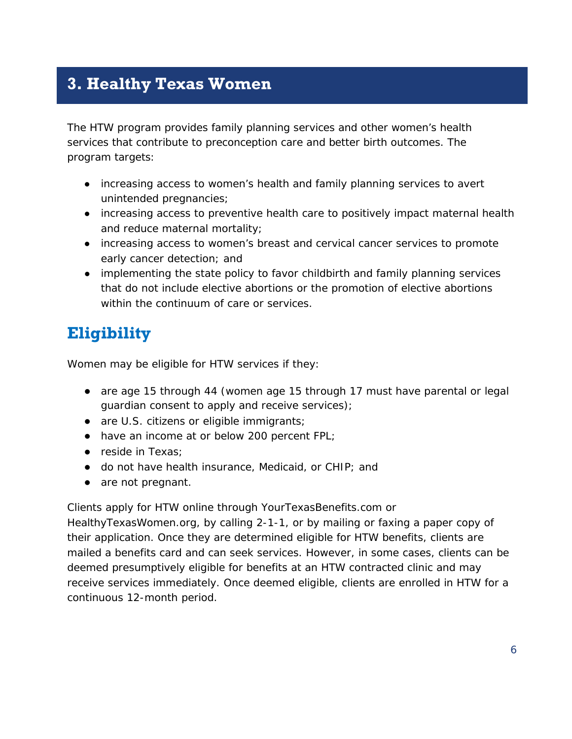# 3. Healthy Texas Women

The HTW program provides family planning services and other women's health services that contribute to preconception care and better birth outcomes. The program targets:

- increasing access to women's health and family planning services to avert unintended pregnancies;
- increasing access to preventive health care to positively impact maternal health and reduce maternal mortality;
- increasing access to women's breast and cervical cancer services to promote early cancer detection; and
- implementing the state policy to favor childbirth and family planning services that do not include elective abortions or the promotion of elective abortions within the continuum of care or services.

## Eligibility

Women may be eligible for HTW services if they:

- are age 15 through 44 (women age 15 through 17 must have parental or legal guardian consent to apply and receive services);
- are U.S. citizens or eligible immigrants;
- have an income at or below 200 percent FPL;
- reside in Texas;
- do not have health insurance, Medicaid, or CHIP; and
- are not pregnant.

Clients apply for HTW online through YourTexasBenefits.com or HealthyTexasWomen.org, by calling 2-1-1, or by mailing or faxing a paper copy of their application. Once they are determined eligible for HTW benefits, clients are mailed a benefits card and can seek services. However, in some cases, clients can be deemed presumptively eligible for benefits at an HTW contracted clinic and may receive services immediately. Once deemed eligible, clients are enrolled in HTW for a continuous 12-month period.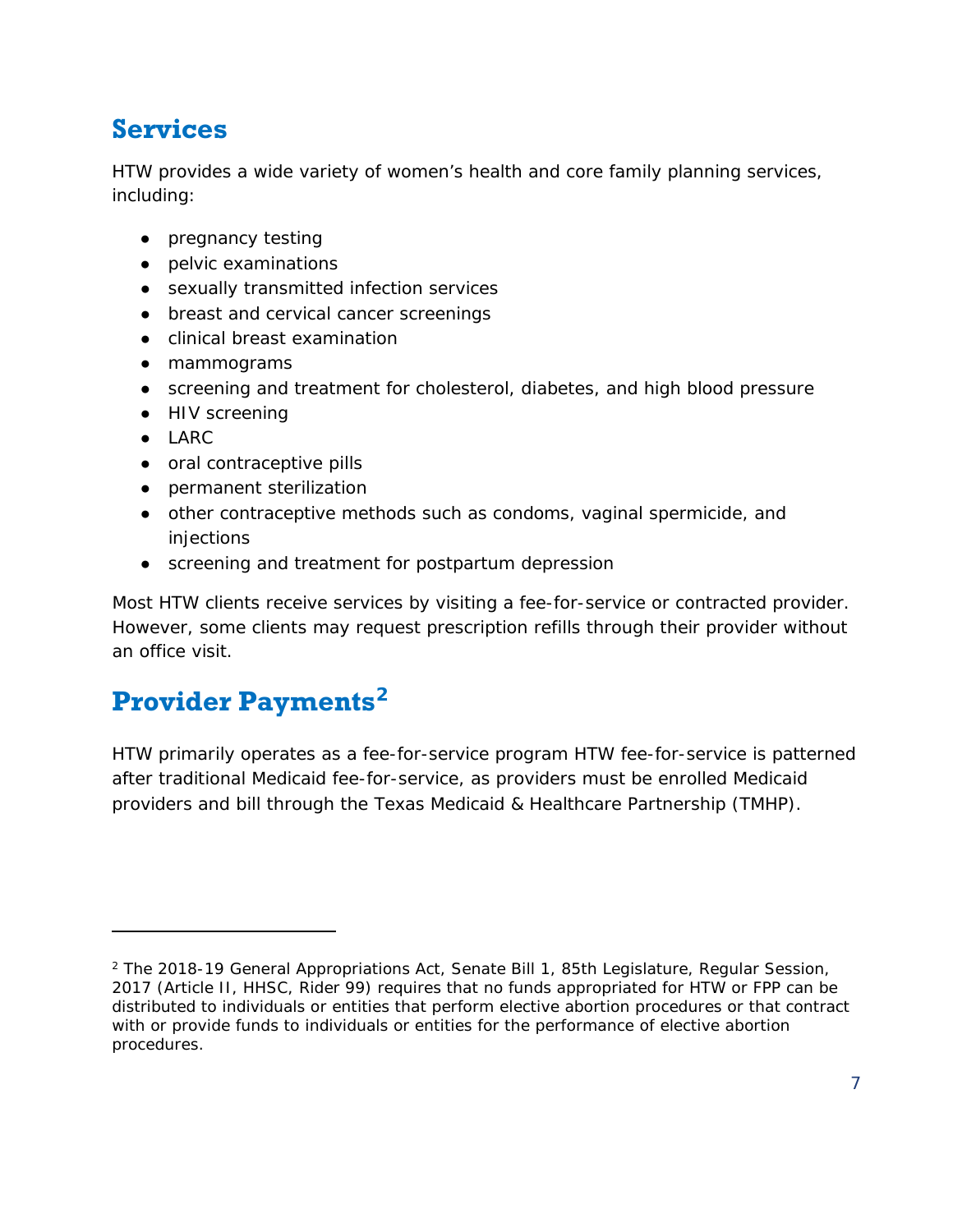## Services

HTW provides a wide variety of women's health and core family planning services, including:

- pregnancy testing
- pelvic examinations
- sexually transmitted infection services
- breast and cervical cancer screenings
- clinical breast examination
- mammograms
- screening and treatment for cholesterol, diabetes, and high blood pressure
- HIV screening
- LARC
- oral contraceptive pills
- permanent sterilization
- other contraceptive methods such as condoms, vaginal spermicide, and injections
- screening and treatment for postpartum depression

Most HTW clients receive services by visiting a fee-for-service or contracted provider. However, some clients may request prescription refills through their provider without an office visit.

## Provider Payments[2]

HTW primarily operates as a fee-for-service program HTW fee-for-service is patterned after traditional Medicaid fee-for-service, as providers must be enrolled Medicaid providers and bill through the Texas Medicaid & Healthcare Partnership (TMHP).

---

[2] The 2018-19 General Appropriations Act, Senate Bill 1, 85th Legislature, Regular Session, 2017 (Article II, HHSC, Rider 99) requires that no funds appropriated for HTW or FPP can be distributed to individuals or entities that perform elective abortion procedures or that contract with or provide funds to individuals or entities for the performance of elective abortion procedures.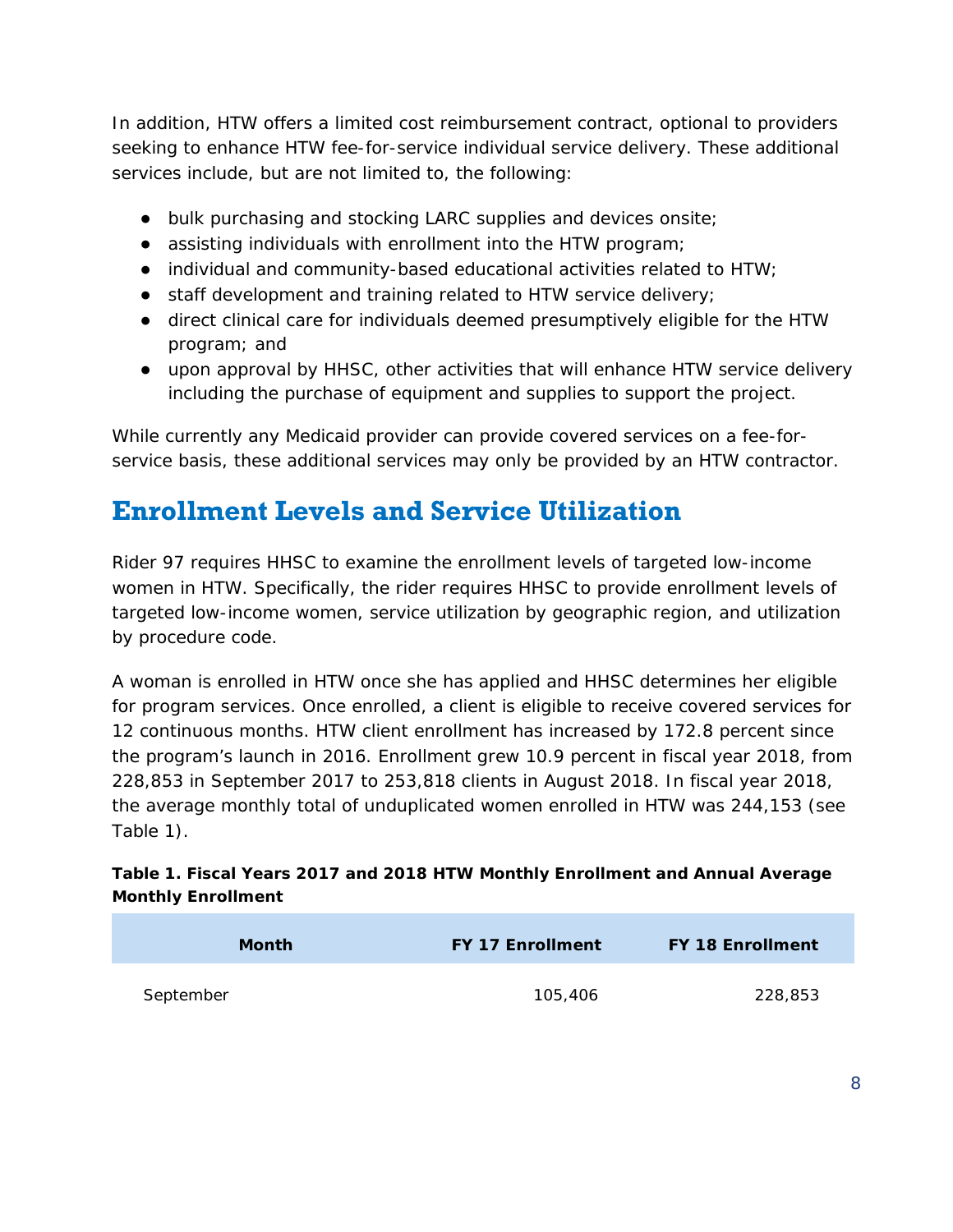In addition, HTW offers a limited cost reimbursement contract, optional to providers seeking to enhance HTW fee-for-service individual service delivery. These additional services include, but are not limited to, the following:

- bulk purchasing and stocking LARC supplies and devices onsite;
- assisting individuals with enrollment into the HTW program;
- individual and community-based educational activities related to HTW;
- staff development and training related to HTW service delivery;
- direct clinical care for individuals deemed presumptively eligible for the HTW program; and
- upon approval by HHSC, other activities that will enhance HTW service delivery including the purchase of equipment and supplies to support the project.

While currently any Medicaid provider can provide covered services on a fee-for-service basis, these additional services may only be provided by an HTW contractor.

## Enrollment Levels and Service Utilization

Rider 97 requires HHSC to examine the enrollment levels of targeted low-income women in HTW. Specifically, the rider requires HHSC to provide enrollment levels of targeted low-income women, service utilization by geographic region, and utilization by procedure code.

A woman is enrolled in HTW once she has applied and HHSC determines her eligible for program services. Once enrolled, a client is eligible to receive covered services for 12 continuous months. HTW client enrollment has increased by 172.8 percent since the program's launch in 2016. Enrollment grew 10.9 percent in fiscal year 2018, from 228,853 in September 2017 to 253,818 clients in August 2018. In fiscal year 2018, the average monthly total of unduplicated women enrolled in HTW was 244,153 (see Table 1).

**Table 1. Fiscal Years 2017 and 2018 HTW Monthly Enrollment and Annual Average Monthly Enrollment**

| Month | FY 17 Enrollment | FY 18 Enrollment |
|---|---|---|
| September | 105,406 | 228,853 |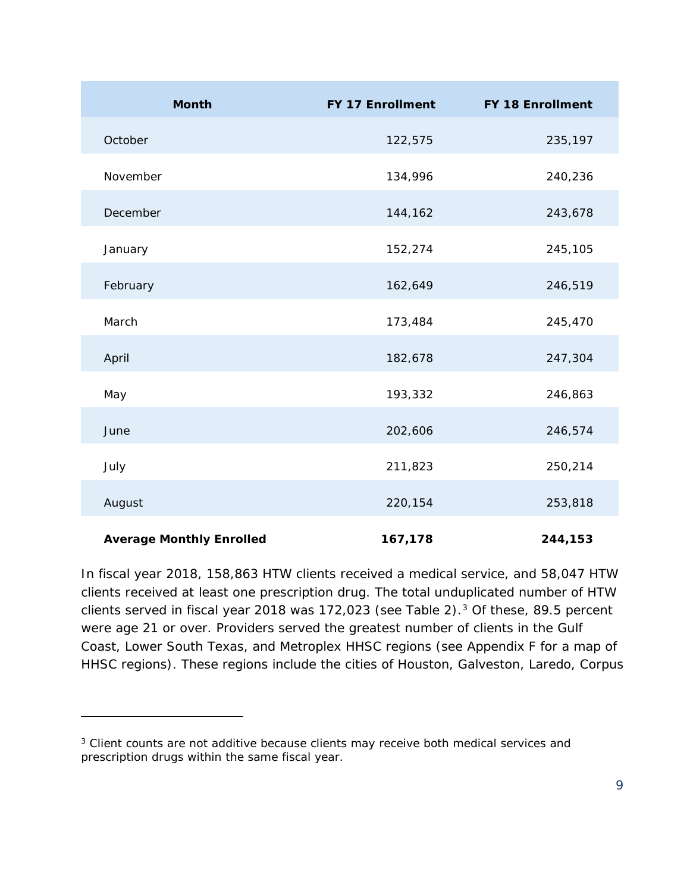| Month | FY 17 Enrollment | FY 18 Enrollment |
|---|---|---|
| October | 122,575 | 235,197 |
| November | 134,996 | 240,236 |
| December | 144,162 | 243,678 |
| January | 152,274 | 245,105 |
| February | 162,649 | 246,519 |
| March | 173,484 | 245,470 |
| April | 182,678 | 247,304 |
| May | 193,332 | 246,863 |
| June | 202,606 | 246,574 |
| July | 211,823 | 250,214 |
| August | 220,154 | 253,818 |
| **Average Monthly Enrolled** | **167,178** | **244,153** |

In fiscal year 2018, 158,863 HTW clients received a medical service, and 58,047 HTW clients received at least one prescription drug. The total unduplicated number of HTW clients served in fiscal year 2018 was 172,023 (see Table 2).[3] Of these, 89.5 percent were age 21 or over. Providers served the greatest number of clients in the Gulf Coast, Lower South Texas, and Metroplex HHSC regions (see Appendix F for a map of HHSC regions). These regions include the cities of Houston, Galveston, Laredo, Corpus

[3] Client counts are not additive because clients may receive both medical services and prescription drugs within the same fiscal year.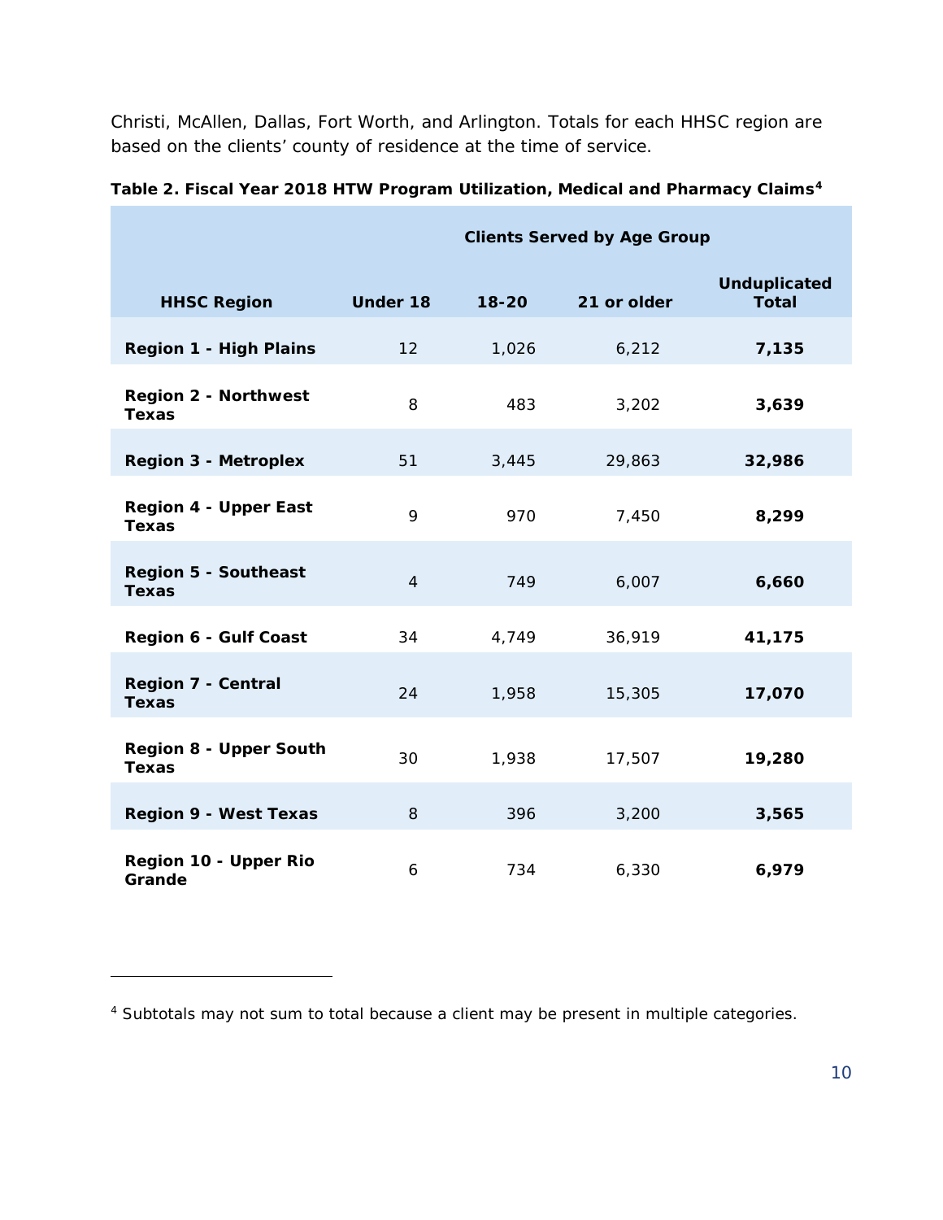Christi, McAllen, Dallas, Fort Worth, and Arlington. Totals for each HHSC region are based on the clients' county of residence at the time of service.

**Table 2. Fiscal Year 2018 HTW Program Utilization, Medical and Pharmacy Claims[4]**

| | Clients Served by Age Group | | | |
|---|---|---|---|---|
| **HHSC Region** | **Under 18** | **18-20** | **21 or older** | **Unduplicated Total** |
| **Region 1 - High Plains** | 12 | 1,026 | 6,212 | **7,135** |
| **Region 2 - Northwest Texas** | 8 | 483 | 3,202 | **3,639** |
| **Region 3 - Metroplex** | 51 | 3,445 | 29,863 | **32,986** |
| **Region 4 - Upper East Texas** | 9 | 970 | 7,450 | **8,299** |
| **Region 5 - Southeast Texas** | 4 | 749 | 6,007 | **6,660** |
| **Region 6 - Gulf Coast** | 34 | 4,749 | 36,919 | **41,175** |
| **Region 7 - Central Texas** | 24 | 1,958 | 15,305 | **17,070** |
| **Region 8 - Upper South Texas** | 30 | 1,938 | 17,507 | **19,280** |
| **Region 9 - West Texas** | 8 | 396 | 3,200 | **3,565** |
| **Region 10 - Upper Rio Grande** | 6 | 734 | 6,330 | **6,979** |

[4] Subtotals may not sum to total because a client may be present in multiple categories.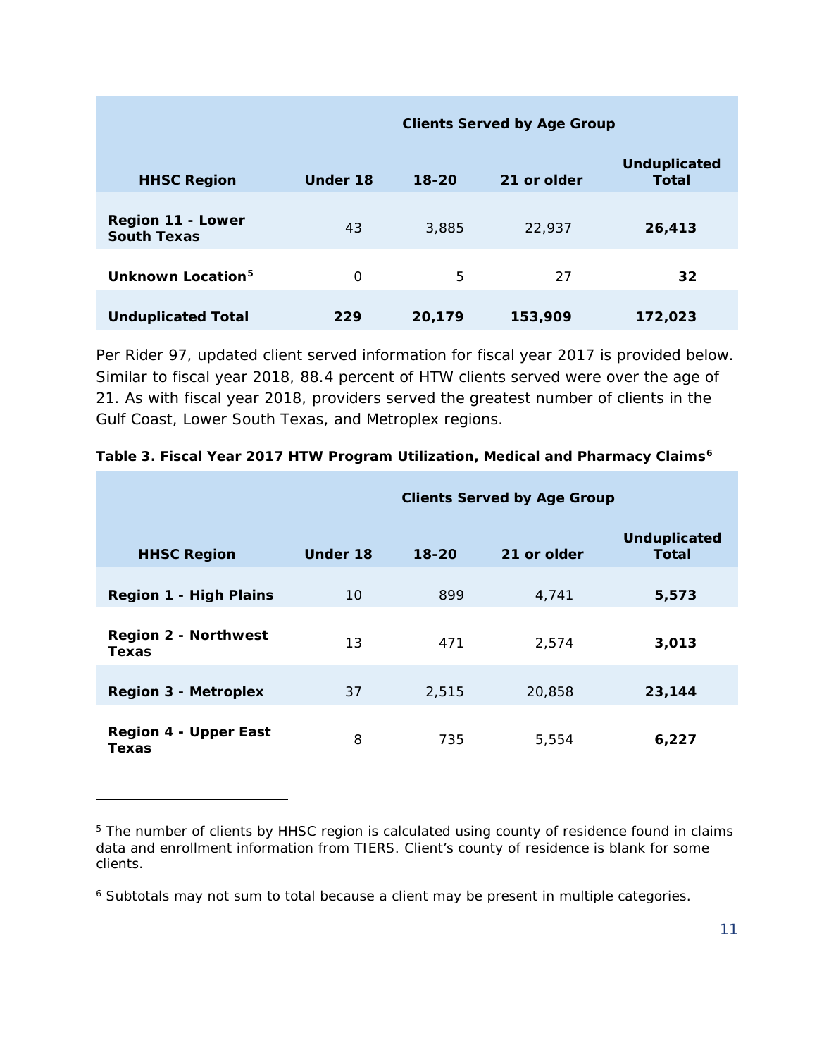| HHSC Region | Clients Served by Age Group Under 18 | 18-20 | 21 or older | Unduplicated Total |
|---|---|---|---|---|
| **Region 11 - Lower South Texas** | 43 | 3,885 | 22,937 | **26,413** |
| **Unknown Location[5]** | 0 | 5 | 27 | **32** |
| **Unduplicated Total** | **229** | **20,179** | **153,909** | **172,023** |

Per Rider 97, updated client served information for fiscal year 2017 is provided below. Similar to fiscal year 2018, 88.4 percent of HTW clients served were over the age of 21. As with fiscal year 2018, providers served the greatest number of clients in the Gulf Coast, Lower South Texas, and Metroplex regions.

**Table 3. Fiscal Year 2017 HTW Program Utilization, Medical and Pharmacy Claims[6]**

| HHSC Region | Clients Served by Age Group Under 18 | 18-20 | 21 or older | Unduplicated Total |
|---|---|---|---|---|
| **Region 1 - High Plains** | 10 | 899 | 4,741 | **5,573** |
| **Region 2 - Northwest Texas** | 13 | 471 | 2,574 | **3,013** |
| **Region 3 - Metroplex** | 37 | 2,515 | 20,858 | **23,144** |
| **Region 4 - Upper East Texas** | 8 | 735 | 5,554 | **6,227** |

[5] The number of clients by HHSC region is calculated using county of residence found in claims data and enrollment information from TIERS. Client's county of residence is blank for some clients.

[6] Subtotals may not sum to total because a client may be present in multiple categories.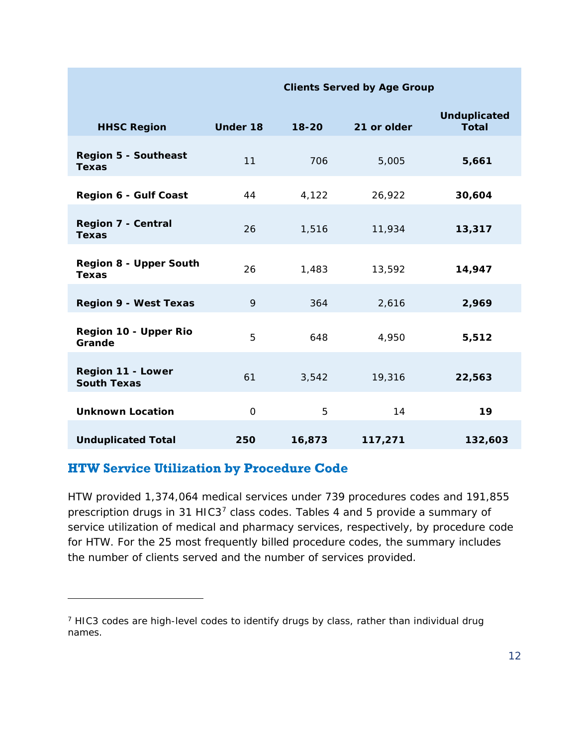| HHSC Region | Clients Served by Age Group Under 18 | 18-20 | 21 or older | Unduplicated Total |
|---|---|---|---|---|
| **Region 5 - Southeast Texas** | 11 | 706 | 5,005 | **5,661** |
| **Region 6 - Gulf Coast** | 44 | 4,122 | 26,922 | **30,604** |
| **Region 7 - Central Texas** | 26 | 1,516 | 11,934 | **13,317** |
| **Region 8 - Upper South Texas** | 26 | 1,483 | 13,592 | **14,947** |
| **Region 9 - West Texas** | 9 | 364 | 2,616 | **2,969** |
| **Region 10 - Upper Rio Grande** | 5 | 648 | 4,950 | **5,512** |
| **Region 11 - Lower South Texas** | 61 | 3,542 | 19,316 | **22,563** |
| **Unknown Location** | 0 | 5 | 14 | **19** |
| **Unduplicated Total** | **250** | **16,873** | **117,271** | **132,603** |

## HTW Service Utilization by Procedure Code

HTW provided 1,374,064 medical services under 739 procedures codes and 191,855 prescription drugs in 31 HIC3[7] class codes. Tables 4 and 5 provide a summary of service utilization of medical and pharmacy services, respectively, by procedure code for HTW. For the 25 most frequently billed procedure codes, the summary includes the number of clients served and the number of services provided.

---

[7] HIC3 codes are high-level codes to identify drugs by class, rather than individual drug names.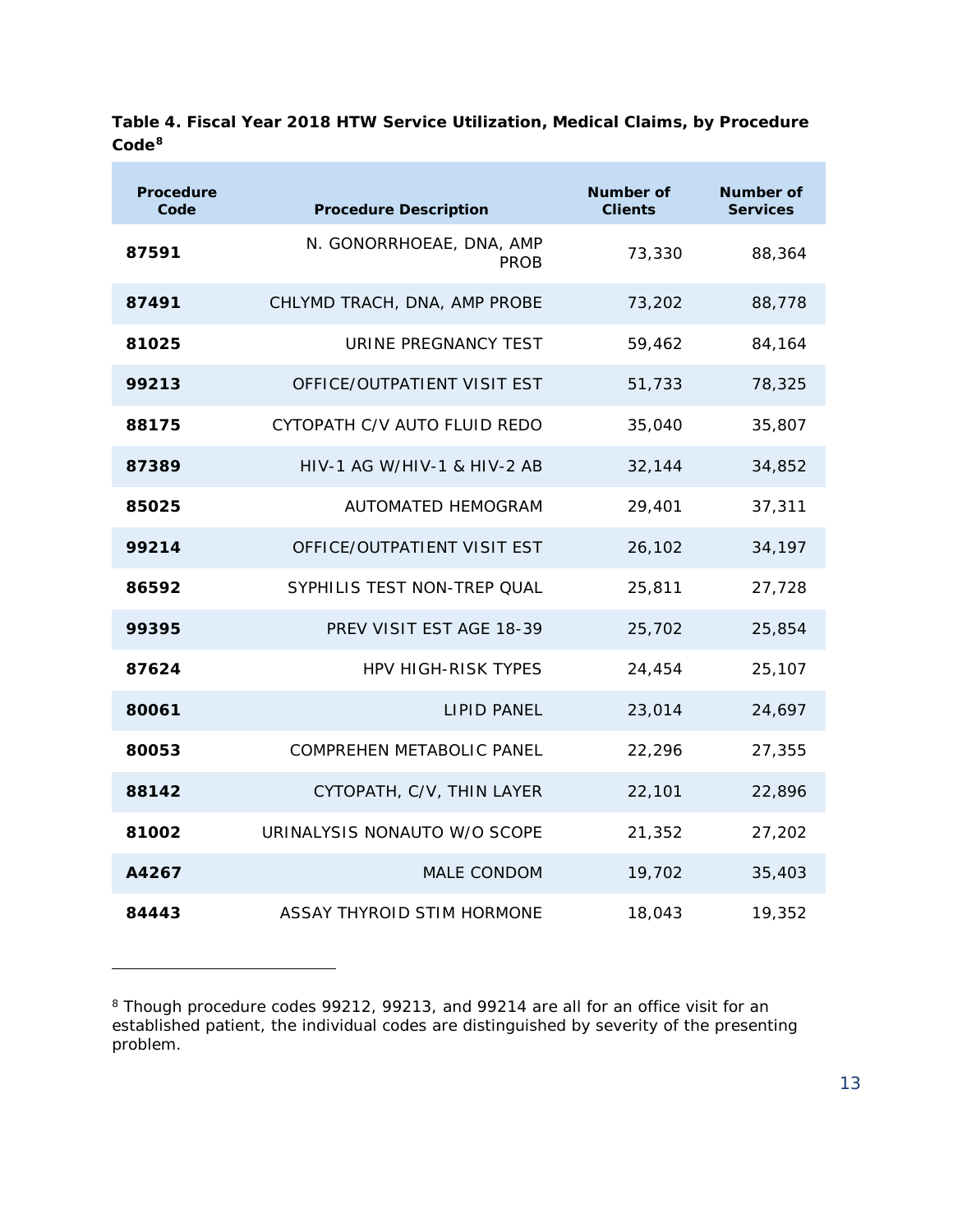**Table 4. Fiscal Year 2018 HTW Service Utilization, Medical Claims, by Procedure Code[8]**

| Procedure Code | Procedure Description | Number of Clients | Number of Services |
|---|---|---|---|
| **87591** | N. GONORRHOEAE, DNA, AMP PROB | 73,330 | 88,364 |
| **87491** | CHLYMD TRACH, DNA, AMP PROBE | 73,202 | 88,778 |
| **81025** | URINE PREGNANCY TEST | 59,462 | 84,164 |
| **99213** | OFFICE/OUTPATIENT VISIT EST | 51,733 | 78,325 |
| **88175** | CYTOPATH C/V AUTO FLUID REDO | 35,040 | 35,807 |
| **87389** | HIV-1 AG W/HIV-1 & HIV-2 AB | 32,144 | 34,852 |
| **85025** | AUTOMATED HEMOGRAM | 29,401 | 37,311 |
| **99214** | OFFICE/OUTPATIENT VISIT EST | 26,102 | 34,197 |
| **86592** | SYPHILIS TEST NON-TREP QUAL | 25,811 | 27,728 |
| **99395** | PREV VISIT EST AGE 18-39 | 25,702 | 25,854 |
| **87624** | HPV HIGH-RISK TYPES | 24,454 | 25,107 |
| **80061** | LIPID PANEL | 23,014 | 24,697 |
| **80053** | COMPREHEN METABOLIC PANEL | 22,296 | 27,355 |
| **88142** | CYTOPATH, C/V, THIN LAYER | 22,101 | 22,896 |
| **81002** | URINALYSIS NONAUTO W/O SCOPE | 21,352 | 27,202 |
| **A4267** | MALE CONDOM | 19,702 | 35,403 |
| **84443** | ASSAY THYROID STIM HORMONE | 18,043 | 19,352 |

[8] Though procedure codes 99212, 99213, and 99214 are all for an office visit for an established patient, the individual codes are distinguished by severity of the presenting problem.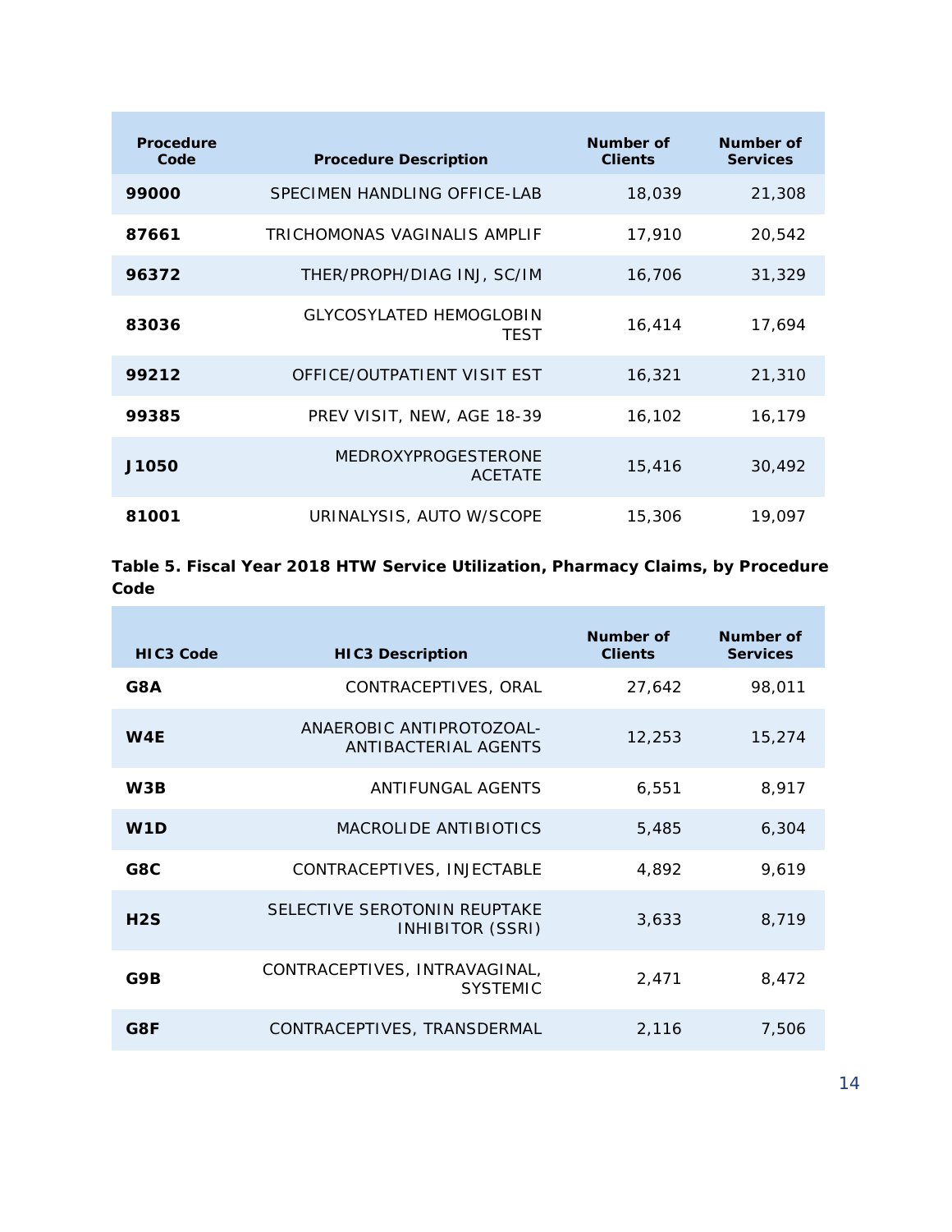| Procedure Code | Procedure Description | Number of Clients | Number of Services |
|---|---|---|---|
| **99000** | SPECIMEN HANDLING OFFICE-LAB | 18,039 | 21,308 |
| **87661** | TRICHOMONAS VAGINALIS AMPLIF | 17,910 | 20,542 |
| **96372** | THER/PROPH/DIAG INJ, SC/IM | 16,706 | 31,329 |
| **83036** | GLYCOSYLATED HEMOGLOBIN TEST | 16,414 | 17,694 |
| **99212** | OFFICE/OUTPATIENT VISIT EST | 16,321 | 21,310 |
| **99385** | PREV VISIT, NEW, AGE 18-39 | 16,102 | 16,179 |
| **J1050** | MEDROXYPROGESTERONE ACETATE | 15,416 | 30,492 |
| **81001** | URINALYSIS, AUTO W/SCOPE | 15,306 | 19,097 |

**Table 5. Fiscal Year 2018 HTW Service Utilization, Pharmacy Claims, by Procedure Code**

| HIC3 Code | HIC3 Description | Number of Clients | Number of Services |
|---|---|---|---|
| **G8A** | CONTRACEPTIVES, ORAL | 27,642 | 98,011 |
| **W4E** | ANAEROBIC ANTIPROTOZOAL-ANTIBACTERIAL AGENTS | 12,253 | 15,274 |
| **W3B** | ANTIFUNGAL AGENTS | 6,551 | 8,917 |
| **W1D** | MACROLIDE ANTIBIOTICS | 5,485 | 6,304 |
| **G8C** | CONTRACEPTIVES, INJECTABLE | 4,892 | 9,619 |
| **H2S** | SELECTIVE SEROTONIN REUPTAKE INHIBITOR (SSRI) | 3,633 | 8,719 |
| **G9B** | CONTRACEPTIVES, INTRAVAGINAL, SYSTEMIC | 2,471 | 8,472 |
| **G8F** | CONTRACEPTIVES, TRANSDERMAL | 2,116 | 7,506 |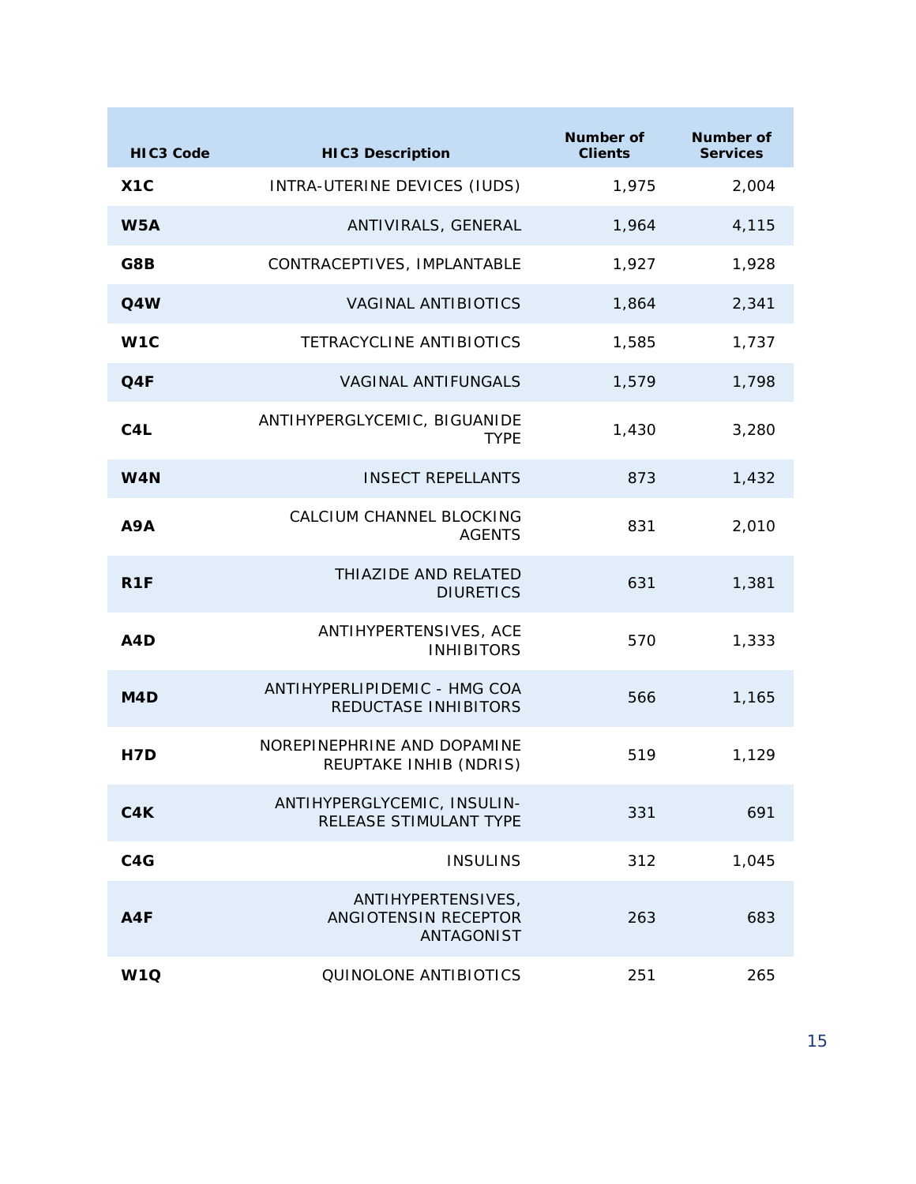| HIC3 Code | HIC3 Description | Number of Clients | Number of Services |
|---|---|---|---|
| X1C | INTRA-UTERINE DEVICES (IUDS) | 1,975 | 2,004 |
| W5A | ANTIVIRALS, GENERAL | 1,964 | 4,115 |
| G8B | CONTRACEPTIVES, IMPLANTABLE | 1,927 | 1,928 |
| Q4W | VAGINAL ANTIBIOTICS | 1,864 | 2,341 |
| W1C | TETRACYCLINE ANTIBIOTICS | 1,585 | 1,737 |
| Q4F | VAGINAL ANTIFUNGALS | 1,579 | 1,798 |
| C4L | ANTIHYPERGLYCEMIC, BIGUANIDE TYPE | 1,430 | 3,280 |
| W4N | INSECT REPELLANTS | 873 | 1,432 |
| A9A | CALCIUM CHANNEL BLOCKING AGENTS | 831 | 2,010 |
| R1F | THIAZIDE AND RELATED DIURETICS | 631 | 1,381 |
| A4D | ANTIHYPERTENSIVES, ACE INHIBITORS | 570 | 1,333 |
| M4D | ANTIHYPERLIPIDEMIC - HMG COA REDUCTASE INHIBITORS | 566 | 1,165 |
| H7D | NOREPINEPHRINE AND DOPAMINE REUPTAKE INHIB (NDRIS) | 519 | 1,129 |
| C4K | ANTIHYPERGLYCEMIC, INSULIN-RELEASE STIMULANT TYPE | 331 | 691 |
| C4G | INSULINS | 312 | 1,045 |
| A4F | ANTIHYPERTENSIVES, ANGIOTENSIN RECEPTOR ANTAGONIST | 263 | 683 |
| W1Q | QUINOLONE ANTIBIOTICS | 251 | 265 |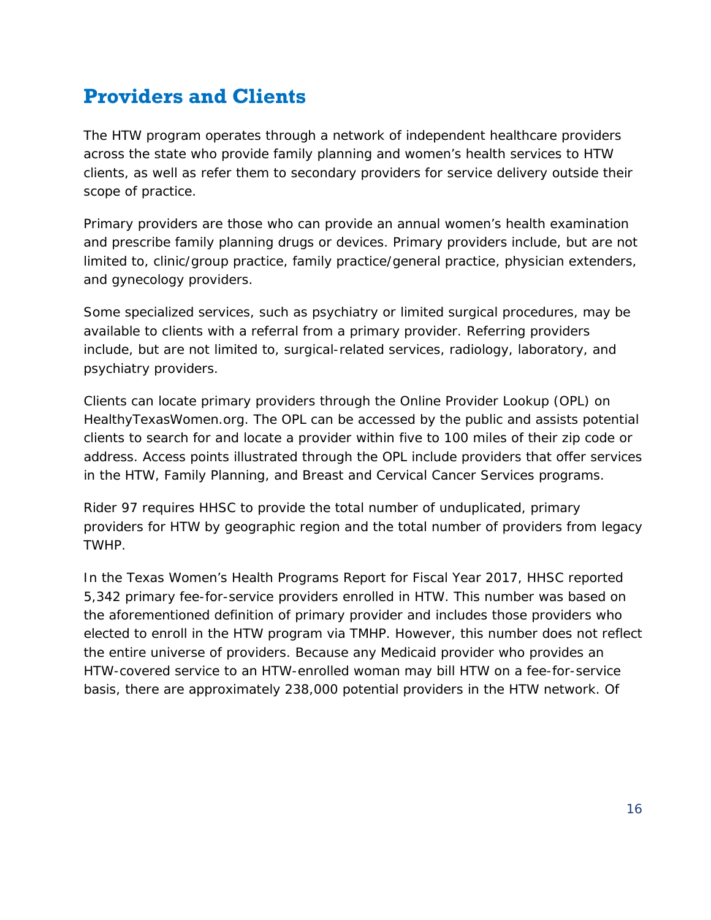## Providers and Clients

The HTW program operates through a network of independent healthcare providers across the state who provide family planning and women's health services to HTW clients, as well as refer them to secondary providers for service delivery outside their scope of practice.

Primary providers are those who can provide an annual women's health examination and prescribe family planning drugs or devices. Primary providers include, but are not limited to, clinic/group practice, family practice/general practice, physician extenders, and gynecology providers.

Some specialized services, such as psychiatry or limited surgical procedures, may be available to clients with a referral from a primary provider. Referring providers include, but are not limited to, surgical-related services, radiology, laboratory, and psychiatry providers.

Clients can locate primary providers through the Online Provider Lookup (OPL) on HealthyTexasWomen.org. The OPL can be accessed by the public and assists potential clients to search for and locate a provider within five to 100 miles of their zip code or address. Access points illustrated through the OPL include providers that offer services in the HTW, Family Planning, and Breast and Cervical Cancer Services programs.

Rider 97 requires HHSC to provide the total number of unduplicated, primary providers for HTW by geographic region and the total number of providers from legacy TWHP.

In the Texas Women's Health Programs Report for Fiscal Year 2017, HHSC reported 5,342 primary fee-for-service providers enrolled in HTW. This number was based on the aforementioned definition of primary provider and includes those providers who elected to enroll in the HTW program via TMHP. However, this number does not reflect the entire universe of providers. Because any Medicaid provider who provides an HTW-covered service to an HTW-enrolled woman may bill HTW on a fee-for-service basis, there are approximately 238,000 potential providers in the HTW network. Of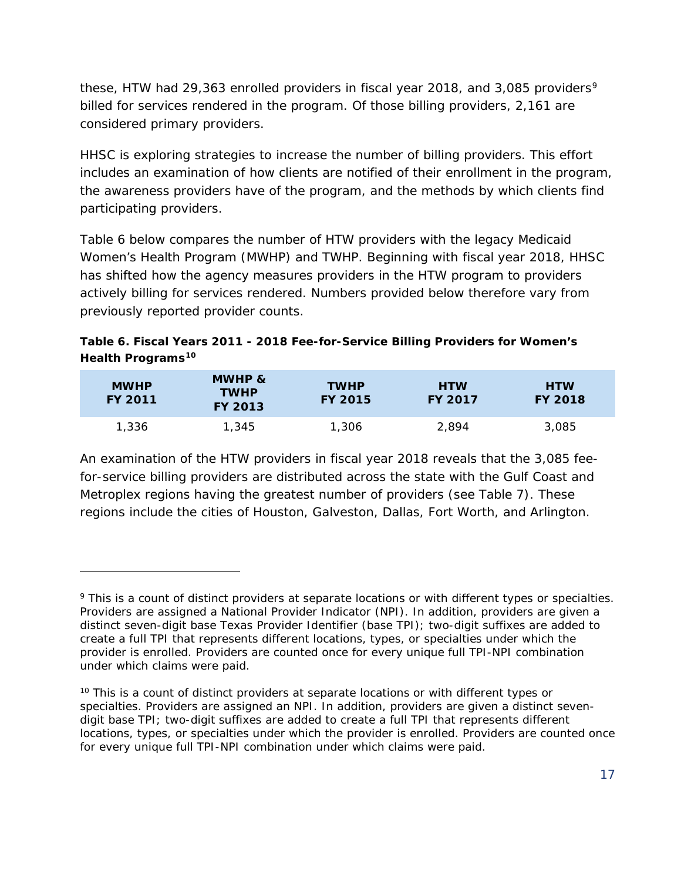these, HTW had 29,363 enrolled providers in fiscal year 2018, and 3,085 providers[9] billed for services rendered in the program. Of those billing providers, 2,161 are considered primary providers.

HHSC is exploring strategies to increase the number of billing providers. This effort includes an examination of how clients are notified of their enrollment in the program, the awareness providers have of the program, and the methods by which clients find participating providers.

Table 6 below compares the number of HTW providers with the legacy Medicaid Women's Health Program (MWHP) and TWHP. Beginning with fiscal year 2018, HHSC has shifted how the agency measures providers in the HTW program to providers actively billing for services rendered. Numbers provided below therefore vary from previously reported provider counts.

**Table 6. Fiscal Years 2011 - 2018 Fee-for-Service Billing Providers for Women's Health Programs[10]**

| MWHP FY 2011 | MWHP & TWHP FY 2013 | TWHP FY 2015 | HTW FY 2017 | HTW FY 2018 |
|---|---|---|---|---|
| 1,336 | 1,345 | 1,306 | 2,894 | 3,085 |

An examination of the HTW providers in fiscal year 2018 reveals that the 3,085 fee-for-service billing providers are distributed across the state with the Gulf Coast and Metroplex regions having the greatest number of providers (see Table 7). These regions include the cities of Houston, Galveston, Dallas, Fort Worth, and Arlington.

---

[9] This is a count of distinct providers at separate locations or with different types or specialties. Providers are assigned a National Provider Indicator (NPI). In addition, providers are given a distinct seven-digit base Texas Provider Identifier (base TPI); two-digit suffixes are added to create a full TPI that represents different locations, types, or specialties under which the provider is enrolled. Providers are counted once for every unique full TPI-NPI combination under which claims were paid.

[10] This is a count of distinct providers at separate locations or with different types or specialties. Providers are assigned an NPI. In addition, providers are given a distinct seven-digit base TPI; two-digit suffixes are added to create a full TPI that represents different locations, types, or specialties under which the provider is enrolled. Providers are counted once for every unique full TPI-NPI combination under which claims were paid.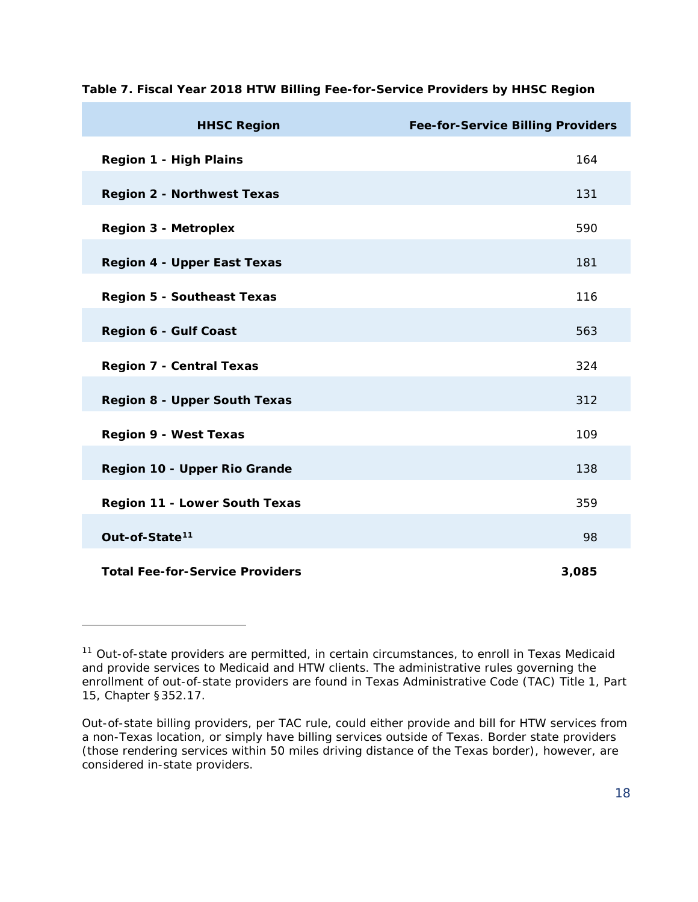**Table 7. Fiscal Year 2018 HTW Billing Fee-for-Service Providers by HHSC Region**

| HHSC Region | Fee-for-Service Billing Providers |
| --- | --- |
| **Region 1 - High Plains** | 164 |
| **Region 2 - Northwest Texas** | 131 |
| **Region 3 - Metroplex** | 590 |
| **Region 4 - Upper East Texas** | 181 |
| **Region 5 - Southeast Texas** | 116 |
| **Region 6 - Gulf Coast** | 563 |
| **Region 7 - Central Texas** | 324 |
| **Region 8 - Upper South Texas** | 312 |
| **Region 9 - West Texas** | 109 |
| **Region 10 - Upper Rio Grande** | 138 |
| **Region 11 - Lower South Texas** | 359 |
| **Out-of-State**[11] | 98 |
| **Total Fee-for-Service Providers** | **3,085** |

[11] Out-of-state providers are permitted, in certain circumstances, to enroll in Texas Medicaid and provide services to Medicaid and HTW clients. The administrative rules governing the enrollment of out-of-state providers are found in Texas Administrative Code (TAC) Title 1, Part 15, Chapter §352.17.

Out-of-state billing providers, per TAC rule, could either provide and bill for HTW services from a non-Texas location, or simply have billing services outside of Texas. Border state providers (those rendering services within 50 miles driving distance of the Texas border), however, are considered in-state providers.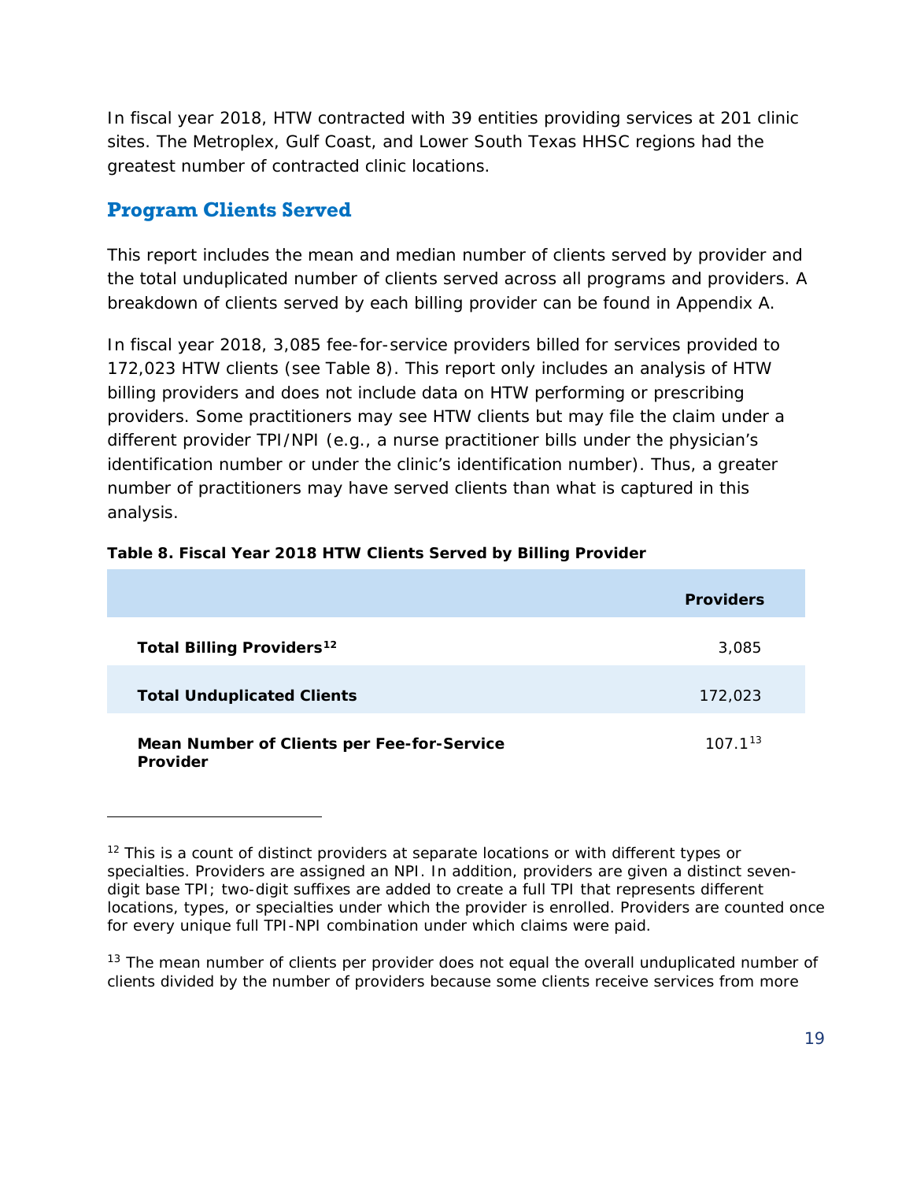In fiscal year 2018, HTW contracted with 39 entities providing services at 201 clinic sites. The Metroplex, Gulf Coast, and Lower South Texas HHSC regions had the greatest number of contracted clinic locations.

## Program Clients Served

This report includes the mean and median number of clients served by provider and the total unduplicated number of clients served across all programs and providers. A breakdown of clients served by each billing provider can be found in Appendix A.

In fiscal year 2018, 3,085 fee-for-service providers billed for services provided to 172,023 HTW clients (see Table 8). This report only includes an analysis of HTW billing providers and does not include data on HTW performing or prescribing providers. Some practitioners may see HTW clients but may file the claim under a different provider TPI/NPI (e.g., a nurse practitioner bills under the physician's identification number or under the clinic's identification number). Thus, a greater number of practitioners may have served clients than what is captured in this analysis.

**Table 8. Fiscal Year 2018 HTW Clients Served by Billing Provider**

| | Providers |
|---|---|
| **Total Billing Providers**[12] | 3,085 |
| **Total Unduplicated Clients** | 172,023 |
| **Mean Number of Clients per Fee-for-Service Provider** | 107.1[13] |

---

[12] This is a count of distinct providers at separate locations or with different types or specialties. Providers are assigned an NPI. In addition, providers are given a distinct seven-digit base TPI; two-digit suffixes are added to create a full TPI that represents different locations, types, or specialties under which the provider is enrolled. Providers are counted once for every unique full TPI-NPI combination under which claims were paid.

[13] The mean number of clients per provider does not equal the overall unduplicated number of clients divided by the number of providers because some clients receive services from more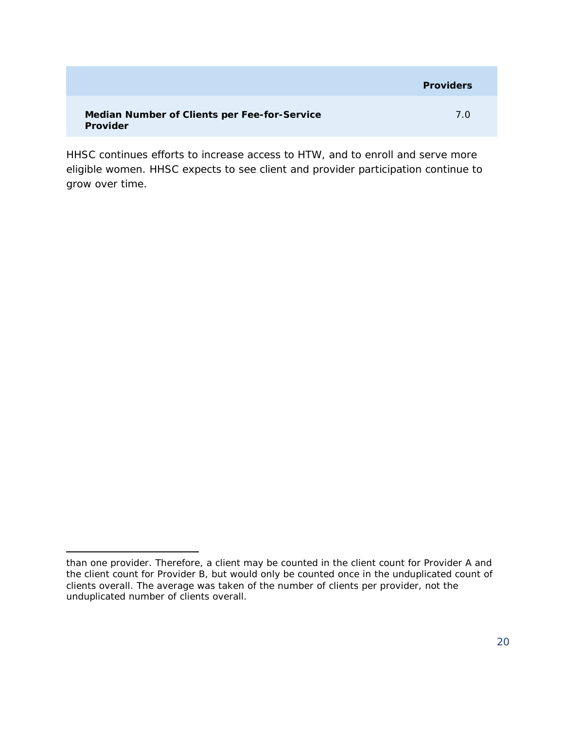| | Providers |
|---|---|
| **Median Number of Clients per Fee-for-Service Provider** | 7.0 |

HHSC continues efforts to increase access to HTW, and to enroll and serve more eligible women. HHSC expects to see client and provider participation continue to grow over time.

than one provider. Therefore, a client may be counted in the client count for Provider A and the client count for Provider B, but would only be counted once in the unduplicated count of clients overall. The average was taken of the number of clients per provider, not the unduplicated number of clients overall.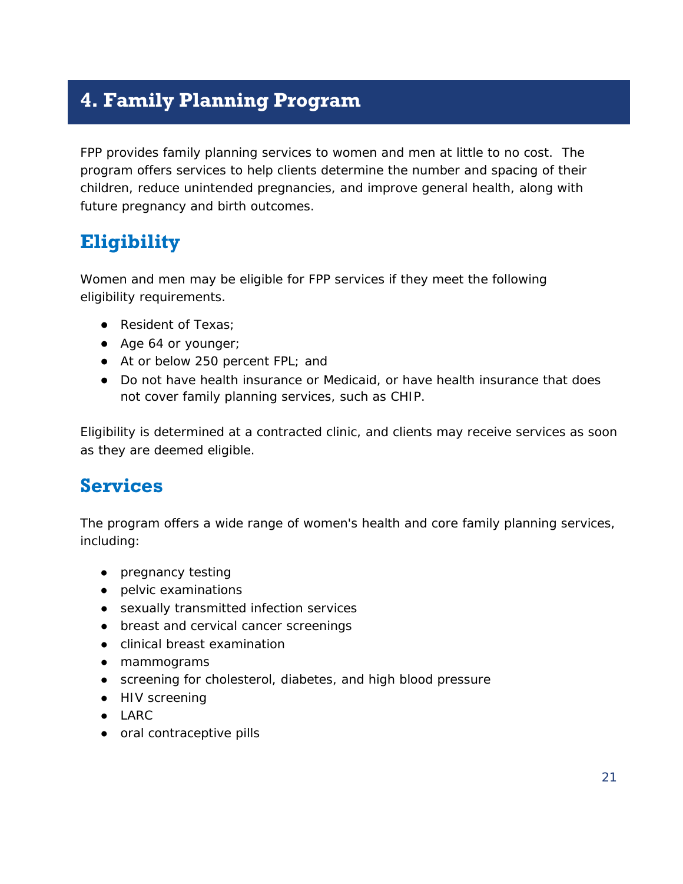# 4. Family Planning Program

FPP provides family planning services to women and men at little to no cost. The program offers services to help clients determine the number and spacing of their children, reduce unintended pregnancies, and improve general health, along with future pregnancy and birth outcomes.

## Eligibility

Women and men may be eligible for FPP services if they meet the following eligibility requirements.

- Resident of Texas;
- Age 64 or younger;
- At or below 250 percent FPL; and
- Do not have health insurance or Medicaid, or have health insurance that does not cover family planning services, such as CHIP.

Eligibility is determined at a contracted clinic, and clients may receive services as soon as they are deemed eligible.

## Services

The program offers a wide range of women's health and core family planning services, including:

- pregnancy testing
- pelvic examinations
- sexually transmitted infection services
- breast and cervical cancer screenings
- clinical breast examination
- mammograms
- screening for cholesterol, diabetes, and high blood pressure
- HIV screening
- LARC
- oral contraceptive pills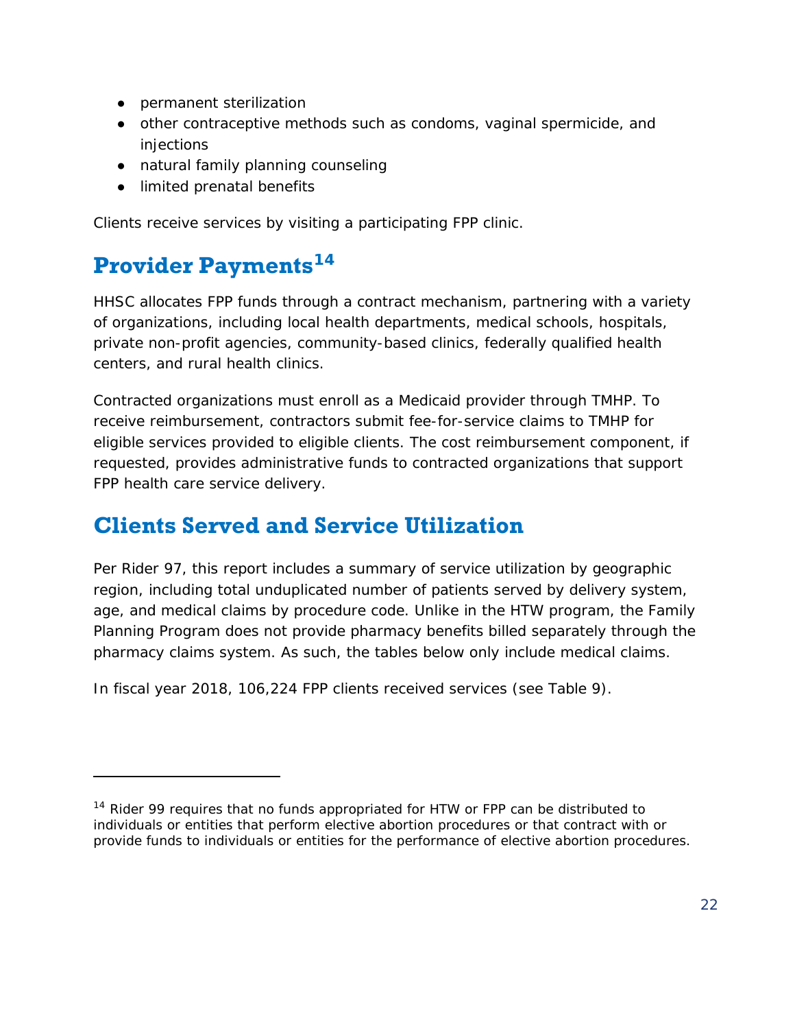- permanent sterilization
- other contraceptive methods such as condoms, vaginal spermicide, and injections
- natural family planning counseling
- limited prenatal benefits

Clients receive services by visiting a participating FPP clinic.

## Provider Payments[14]

HHSC allocates FPP funds through a contract mechanism, partnering with a variety of organizations, including local health departments, medical schools, hospitals, private non-profit agencies, community-based clinics, federally qualified health centers, and rural health clinics.

Contracted organizations must enroll as a Medicaid provider through TMHP. To receive reimbursement, contractors submit fee-for-service claims to TMHP for eligible services provided to eligible clients. The cost reimbursement component, if requested, provides administrative funds to contracted organizations that support FPP health care service delivery.

## Clients Served and Service Utilization

Per Rider 97, this report includes a summary of service utilization by geographic region, including total unduplicated number of patients served by delivery system, age, and medical claims by procedure code. Unlike in the HTW program, the Family Planning Program does not provide pharmacy benefits billed separately through the pharmacy claims system. As such, the tables below only include medical claims.

In fiscal year 2018, 106,224 FPP clients received services (see Table 9).

---

[14] Rider 99 requires that no funds appropriated for HTW or FPP can be distributed to individuals or entities that perform elective abortion procedures or that contract with or provide funds to individuals or entities for the performance of elective abortion procedures.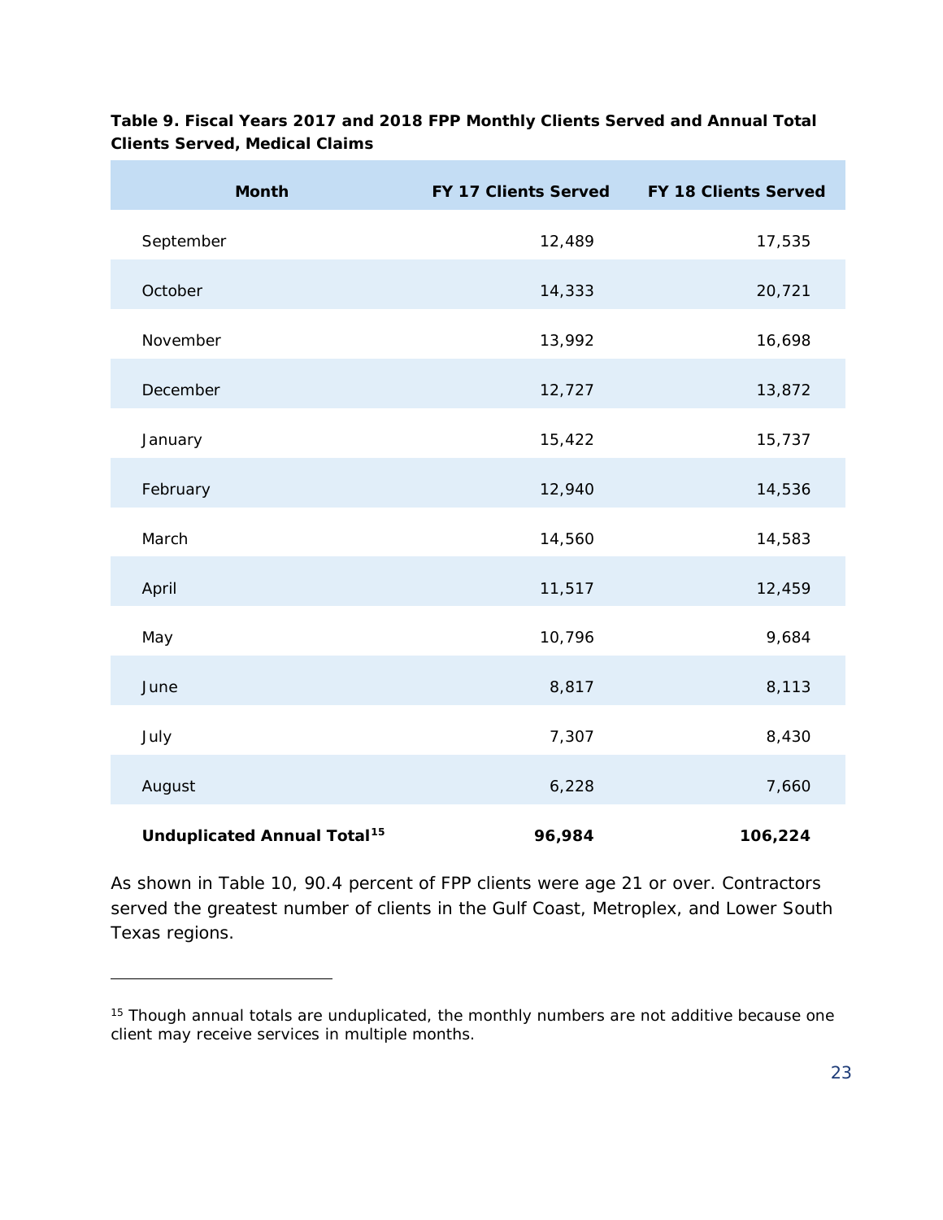**Table 9. Fiscal Years 2017 and 2018 FPP Monthly Clients Served and Annual Total Clients Served, Medical Claims**

| Month | FY 17 Clients Served | FY 18 Clients Served |
|---|---|---|
| September | 12,489 | 17,535 |
| October | 14,333 | 20,721 |
| November | 13,992 | 16,698 |
| December | 12,727 | 13,872 |
| January | 15,422 | 15,737 |
| February | 12,940 | 14,536 |
| March | 14,560 | 14,583 |
| April | 11,517 | 12,459 |
| May | 10,796 | 9,684 |
| June | 8,817 | 8,113 |
| July | 7,307 | 8,430 |
| August | 6,228 | 7,660 |
| **Unduplicated Annual Total[15]** | **96,984** | **106,224** |

As shown in Table 10, 90.4 percent of FPP clients were age 21 or over. Contractors served the greatest number of clients in the Gulf Coast, Metroplex, and Lower South Texas regions.

[15] Though annual totals are unduplicated, the monthly numbers are not additive because one client may receive services in multiple months.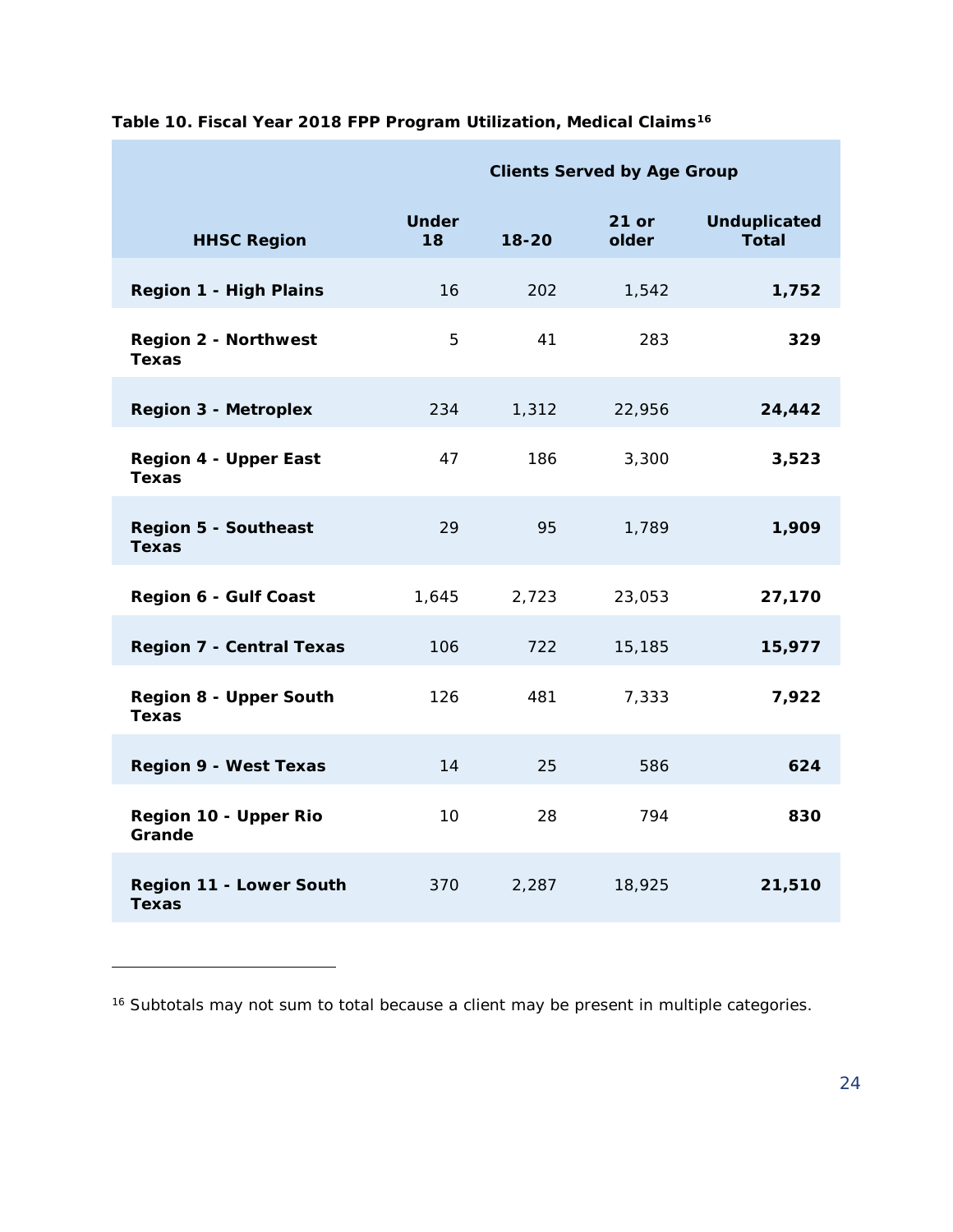**Table 10. Fiscal Year 2018 FPP Program Utilization, Medical Claims**[16]

| HHSC Region | Clients Served by Age Group | | | |
|---|---|---|---|---|
| | Under 18 | 18-20 | 21 or older | Unduplicated Total |
| **Region 1 - High Plains** | 16 | 202 | 1,542 | **1,752** |
| **Region 2 - Northwest Texas** | 5 | 41 | 283 | **329** |
| **Region 3 - Metroplex** | 234 | 1,312 | 22,956 | **24,442** |
| **Region 4 - Upper East Texas** | 47 | 186 | 3,300 | **3,523** |
| **Region 5 - Southeast Texas** | 29 | 95 | 1,789 | **1,909** |
| **Region 6 - Gulf Coast** | 1,645 | 2,723 | 23,053 | **27,170** |
| **Region 7 - Central Texas** | 106 | 722 | 15,185 | **15,977** |
| **Region 8 - Upper South Texas** | 126 | 481 | 7,333 | **7,922** |
| **Region 9 - West Texas** | 14 | 25 | 586 | **624** |
| **Region 10 - Upper Rio Grande** | 10 | 28 | 794 | **830** |
| **Region 11 - Lower South Texas** | 370 | 2,287 | 18,925 | **21,510** |

[16] Subtotals may not sum to total because a client may be present in multiple categories.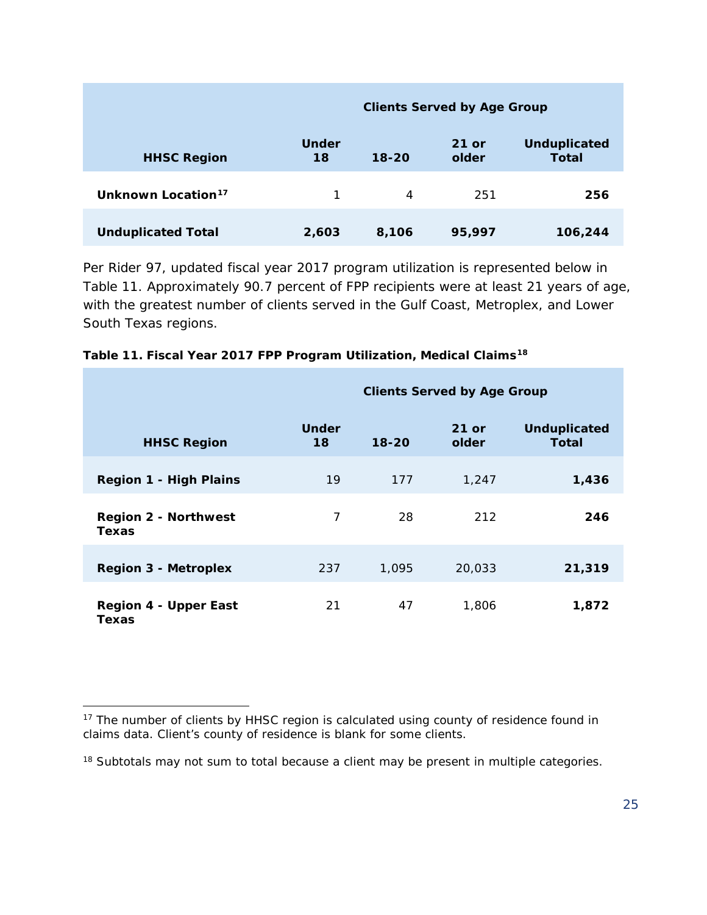| HHSC Region | Clients Served by Age Group Under 18 | 18-20 | 21 or older | Unduplicated Total |
|---|---|---|---|---|
| **Unknown Location**[17] | 1 | 4 | 251 | **256** |
| **Unduplicated Total** | **2,603** | **8,106** | **95,997** | **106,244** |

Per Rider 97, updated fiscal year 2017 program utilization is represented below in Table 11. Approximately 90.7 percent of FPP recipients were at least 21 years of age, with the greatest number of clients served in the Gulf Coast, Metroplex, and Lower South Texas regions.

**Table 11. Fiscal Year 2017 FPP Program Utilization, Medical Claims**[18]

| HHSC Region | Clients Served by Age Group Under 18 | 18-20 | 21 or older | Unduplicated Total |
|---|---|---|---|---|
| **Region 1 - High Plains** | 19 | 177 | 1,247 | **1,436** |
| **Region 2 - Northwest Texas** | 7 | 28 | 212 | **246** |
| **Region 3 - Metroplex** | 237 | 1,095 | 20,033 | **21,319** |
| **Region 4 - Upper East Texas** | 21 | 47 | 1,806 | **1,872** |

[17] The number of clients by HHSC region is calculated using county of residence found in claims data. Client's county of residence is blank for some clients.

[18] Subtotals may not sum to total because a client may be present in multiple categories.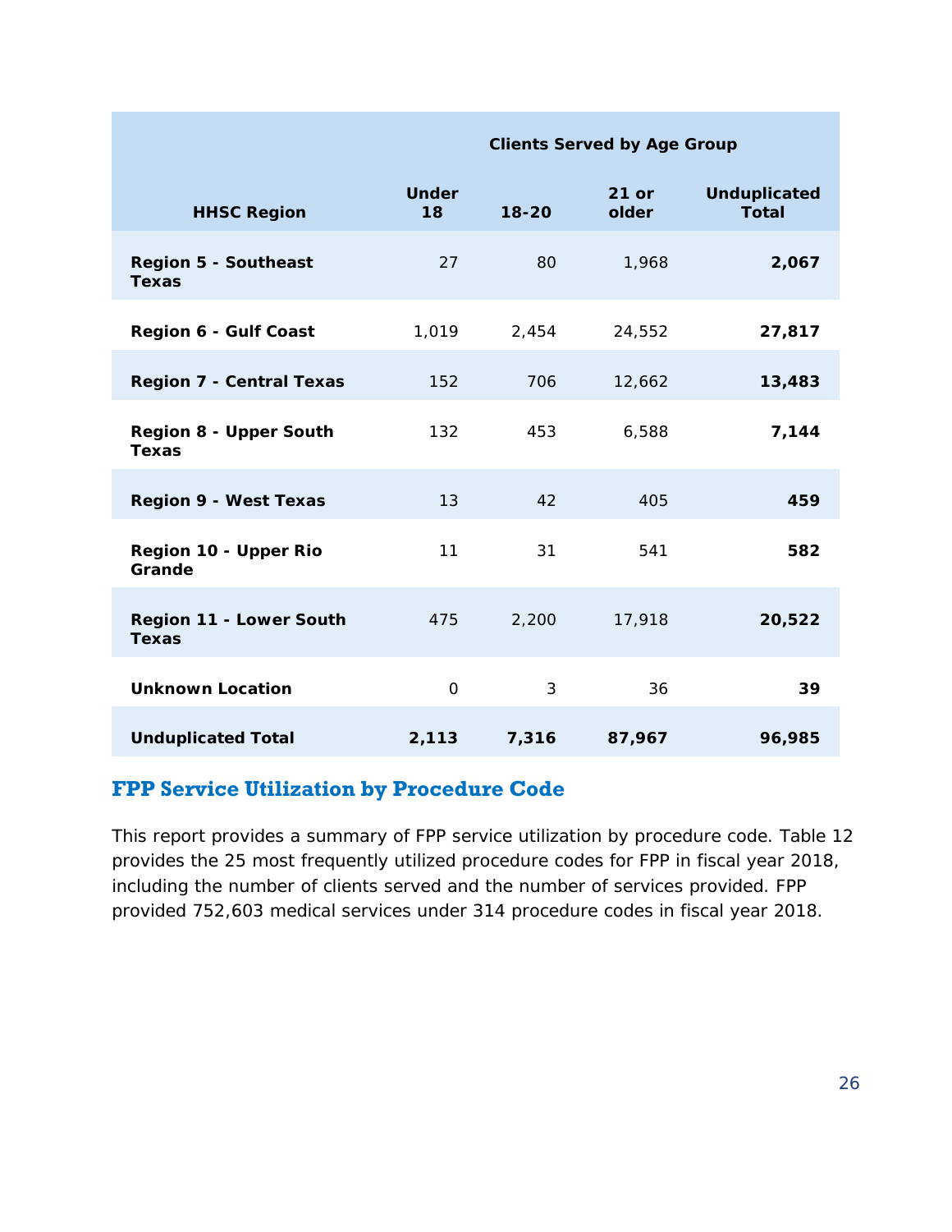| HHSC Region | Clients Served by Age Group | | | |
|---|---|---|---|---|
| | Under 18 | 18-20 | 21 or older | Unduplicated Total |
| **Region 5 - Southeast Texas** | 27 | 80 | 1,968 | **2,067** |
| **Region 6 - Gulf Coast** | 1,019 | 2,454 | 24,552 | **27,817** |
| **Region 7 - Central Texas** | 152 | 706 | 12,662 | **13,483** |
| **Region 8 - Upper South Texas** | 132 | 453 | 6,588 | **7,144** |
| **Region 9 - West Texas** | 13 | 42 | 405 | **459** |
| **Region 10 - Upper Rio Grande** | 11 | 31 | 541 | **582** |
| **Region 11 - Lower South Texas** | 475 | 2,200 | 17,918 | **20,522** |
| **Unknown Location** | 0 | 3 | 36 | **39** |
| **Unduplicated Total** | **2,113** | **7,316** | **87,967** | **96,985** |

## FPP Service Utilization by Procedure Code

This report provides a summary of FPP service utilization by procedure code. Table 12 provides the 25 most frequently utilized procedure codes for FPP in fiscal year 2018, including the number of clients served and the number of services provided. FPP provided 752,603 medical services under 314 procedure codes in fiscal year 2018.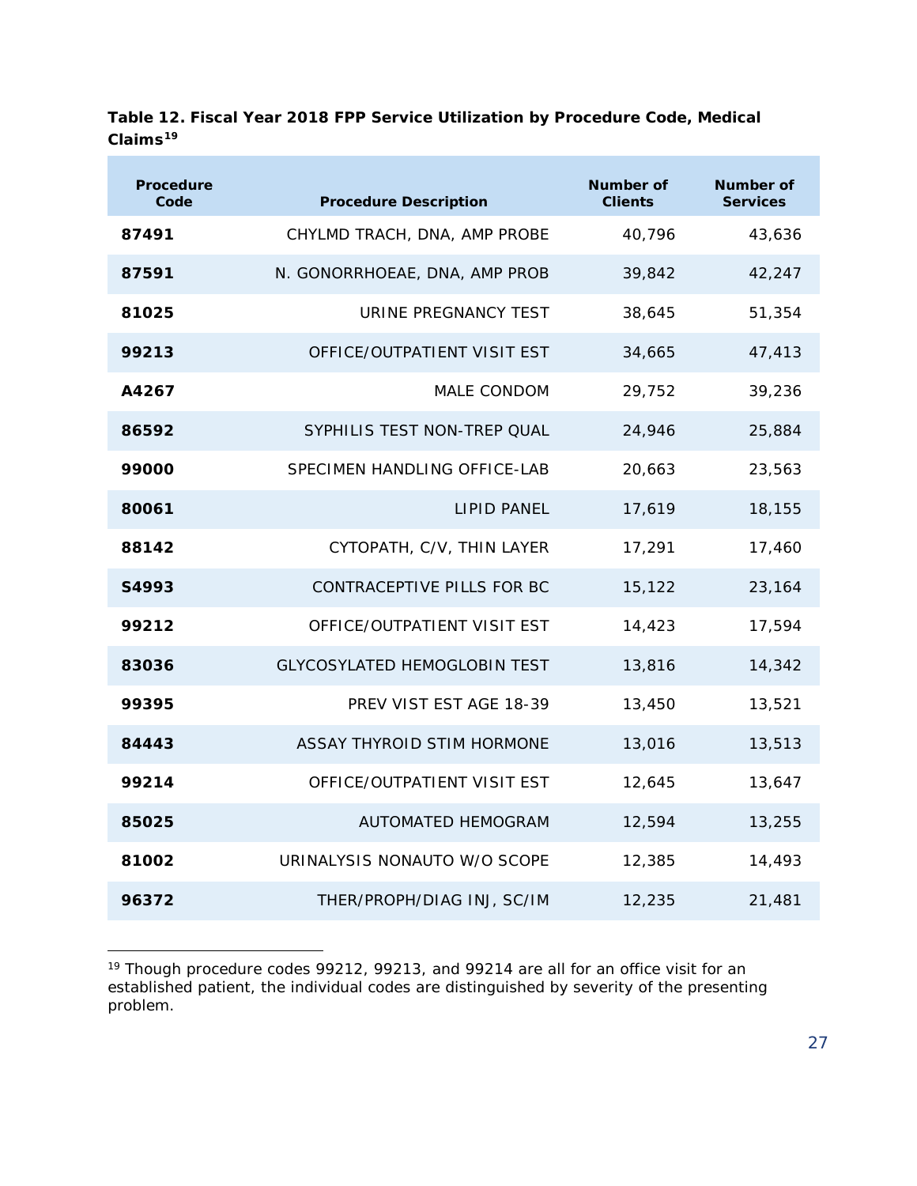**Table 12. Fiscal Year 2018 FPP Service Utilization by Procedure Code, Medical Claims[19]**

| Procedure Code | Procedure Description | Number of Clients | Number of Services |
|---|---|---|---|
| **87491** | CHYLMD TRACH, DNA, AMP PROBE | 40,796 | 43,636 |
| **87591** | N. GONORRHOEAE, DNA, AMP PROB | 39,842 | 42,247 |
| **81025** | URINE PREGNANCY TEST | 38,645 | 51,354 |
| **99213** | OFFICE/OUTPATIENT VISIT EST | 34,665 | 47,413 |
| **A4267** | MALE CONDOM | 29,752 | 39,236 |
| **86592** | SYPHILIS TEST NON-TREP QUAL | 24,946 | 25,884 |
| **99000** | SPECIMEN HANDLING OFFICE-LAB | 20,663 | 23,563 |
| **80061** | LIPID PANEL | 17,619 | 18,155 |
| **88142** | CYTOPATH, C/V, THIN LAYER | 17,291 | 17,460 |
| **S4993** | CONTRACEPTIVE PILLS FOR BC | 15,122 | 23,164 |
| **99212** | OFFICE/OUTPATIENT VISIT EST | 14,423 | 17,594 |
| **83036** | GLYCOSYLATED HEMOGLOBIN TEST | 13,816 | 14,342 |
| **99395** | PREV VIST EST AGE 18-39 | 13,450 | 13,521 |
| **84443** | ASSAY THYROID STIM HORMONE | 13,016 | 13,513 |
| **99214** | OFFICE/OUTPATIENT VISIT EST | 12,645 | 13,647 |
| **85025** | AUTOMATED HEMOGRAM | 12,594 | 13,255 |
| **81002** | URINALYSIS NONAUTO W/O SCOPE | 12,385 | 14,493 |
| **96372** | THER/PROPH/DIAG INJ, SC/IM | 12,235 | 21,481 |

[19] Though procedure codes 99212, 99213, and 99214 are all for an office visit for an established patient, the individual codes are distinguished by severity of the presenting problem.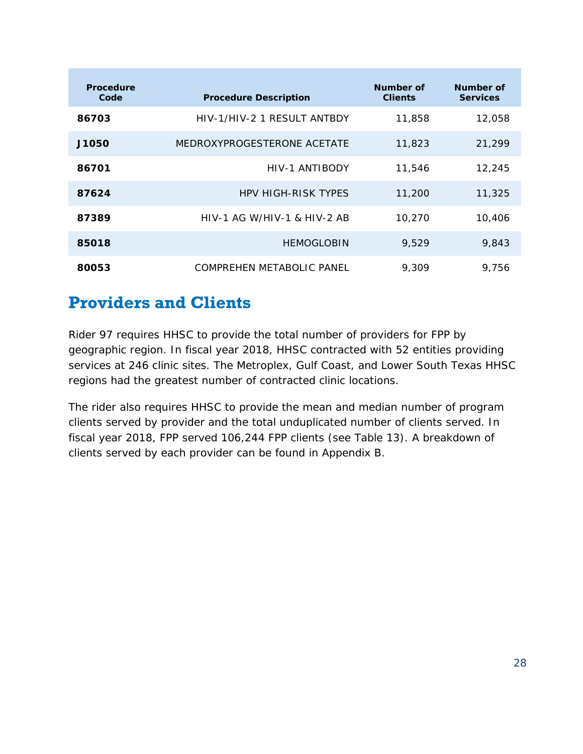| Procedure Code | Procedure Description | Number of Clients | Number of Services |
|---|---|---|---|
| **86703** | HIV-1/HIV-2 1 RESULT ANTBDY | 11,858 | 12,058 |
| **J1050** | MEDROXYPROGESTERONE ACETATE | 11,823 | 21,299 |
| **86701** | HIV-1 ANTIBODY | 11,546 | 12,245 |
| **87624** | HPV HIGH-RISK TYPES | 11,200 | 11,325 |
| **87389** | HIV-1 AG W/HIV-1 & HIV-2 AB | 10,270 | 10,406 |
| **85018** | HEMOGLOBIN | 9,529 | 9,843 |
| **80053** | COMPREHEN METABOLIC PANEL | 9,309 | 9,756 |

## Providers and Clients

Rider 97 requires HHSC to provide the total number of providers for FPP by geographic region. In fiscal year 2018, HHSC contracted with 52 entities providing services at 246 clinic sites. The Metroplex, Gulf Coast, and Lower South Texas HHSC regions had the greatest number of contracted clinic locations.

The rider also requires HHSC to provide the mean and median number of program clients served by provider and the total unduplicated number of clients served. In fiscal year 2018, FPP served 106,244 FPP clients (see Table 13). A breakdown of clients served by each provider can be found in Appendix B.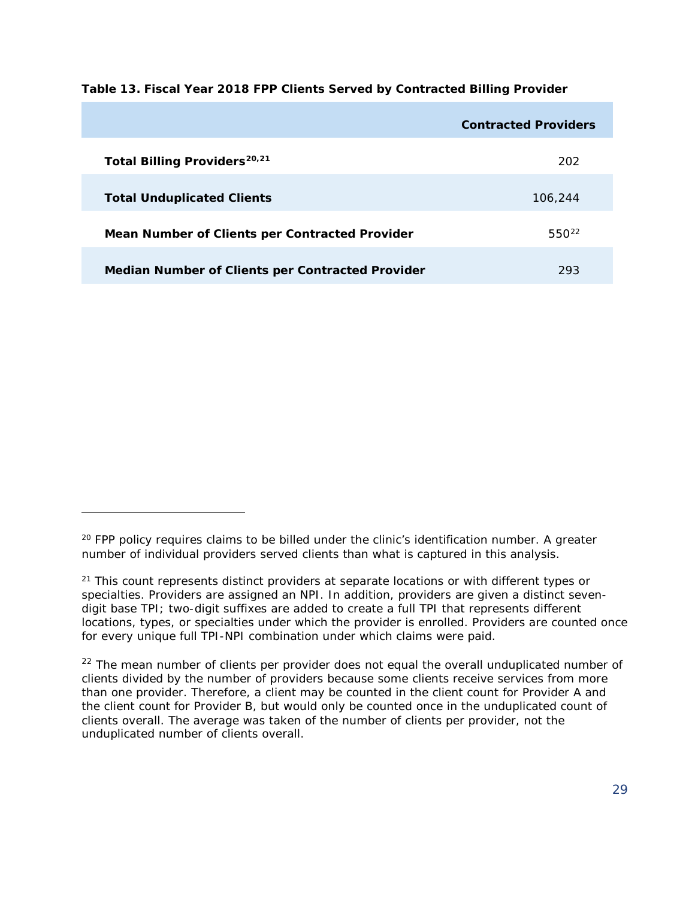**Table 13. Fiscal Year 2018 FPP Clients Served by Contracted Billing Provider**

| | Contracted Providers |
|---|---|
| **Total Billing Providers**[20,21] | 202 |
| **Total Unduplicated Clients** | 106,244 |
| **Mean Number of Clients per Contracted Provider** | 550[22] |
| **Median Number of Clients per Contracted Provider** | 293 |

[20] FPP policy requires claims to be billed under the clinic's identification number. A greater number of individual providers served clients than what is captured in this analysis.

[21] This count represents distinct providers at separate locations or with different types or specialties. Providers are assigned an NPI. In addition, providers are given a distinct seven-digit base TPI; two-digit suffixes are added to create a full TPI that represents different locations, types, or specialties under which the provider is enrolled. Providers are counted once for every unique full TPI-NPI combination under which claims were paid.

[22] The mean number of clients per provider does not equal the overall unduplicated number of clients divided by the number of providers because some clients receive services from more than one provider. Therefore, a client may be counted in the client count for Provider A and the client count for Provider B, but would only be counted once in the unduplicated count of clients overall. The average was taken of the number of clients per provider, not the unduplicated number of clients overall.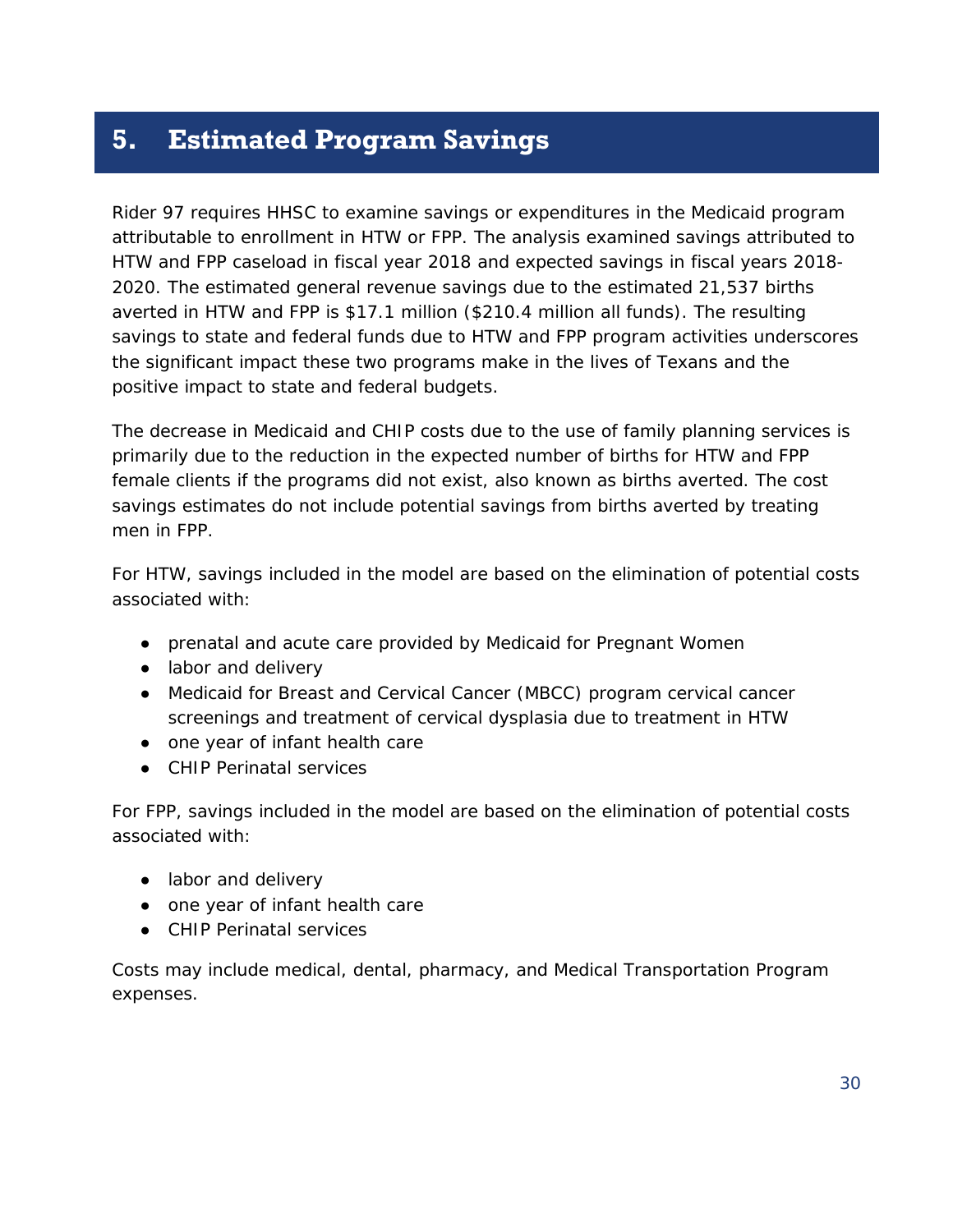# 5. Estimated Program Savings

Rider 97 requires HHSC to examine savings or expenditures in the Medicaid program attributable to enrollment in HTW or FPP. The analysis examined savings attributed to HTW and FPP caseload in fiscal year 2018 and expected savings in fiscal years 2018-2020. The estimated general revenue savings due to the estimated 21,537 births averted in HTW and FPP is $17.1 million ($210.4 million all funds). The resulting savings to state and federal funds due to HTW and FPP program activities underscores the significant impact these two programs make in the lives of Texans and the positive impact to state and federal budgets.

The decrease in Medicaid and CHIP costs due to the use of family planning services is primarily due to the reduction in the expected number of births for HTW and FPP female clients if the programs did not exist, also known as births averted. The cost savings estimates do not include potential savings from births averted by treating men in FPP.

For HTW, savings included in the model are based on the elimination of potential costs associated with:

- prenatal and acute care provided by Medicaid for Pregnant Women
- labor and delivery
- Medicaid for Breast and Cervical Cancer (MBCC) program cervical cancer screenings and treatment of cervical dysplasia due to treatment in HTW
- one year of infant health care
- CHIP Perinatal services

For FPP, savings included in the model are based on the elimination of potential costs associated with:

- labor and delivery
- one year of infant health care
- CHIP Perinatal services

Costs may include medical, dental, pharmacy, and Medical Transportation Program expenses.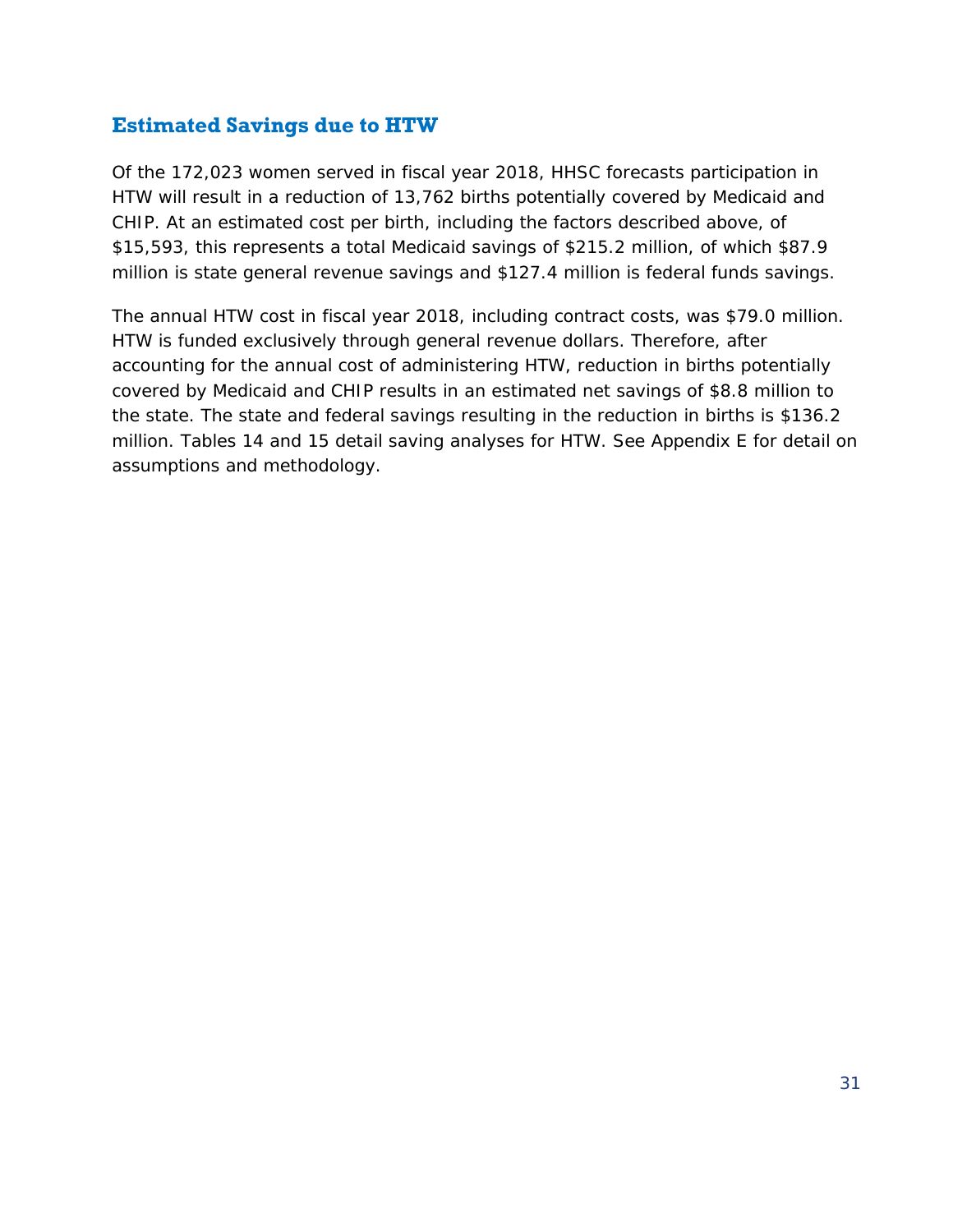## Estimated Savings due to HTW

Of the 172,023 women served in fiscal year 2018, HHSC forecasts participation in HTW will result in a reduction of 13,762 births potentially covered by Medicaid and CHIP. At an estimated cost per birth, including the factors described above, of $15,593, this represents a total Medicaid savings of $215.2 million, of which $87.9 million is state general revenue savings and $127.4 million is federal funds savings.

The annual HTW cost in fiscal year 2018, including contract costs, was $79.0 million. HTW is funded exclusively through general revenue dollars. Therefore, after accounting for the annual cost of administering HTW, reduction in births potentially covered by Medicaid and CHIP results in an estimated net savings of $8.8 million to the state. The state and federal savings resulting in the reduction in births is $136.2 million. Tables 14 and 15 detail saving analyses for HTW. See Appendix E for detail on assumptions and methodology.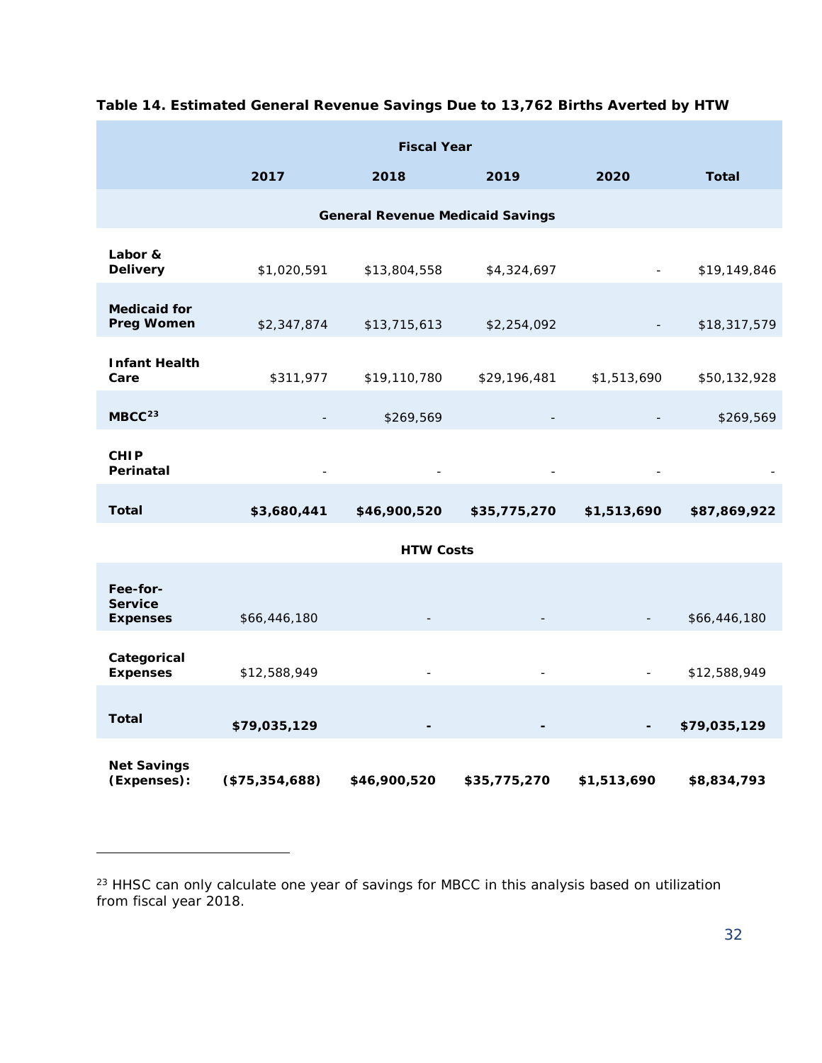**Table 14. Estimated General Revenue Savings Due to 13,762 Births Averted by HTW**

| | Fiscal Year | | | | |
|---|---|---|---|---|---|
| | **2017** | **2018** | **2019** | **2020** | **Total** |
| | | **General Revenue Medicaid Savings** | | | |
| **Labor & Delivery** | $1,020,591 | $13,804,558 | $4,324,697 | - | $19,149,846 |
| **Medicaid for Preg Women** | $2,347,874 | $13,715,613 | $2,254,092 | - | $18,317,579 |
| **Infant Health Care** | $311,977 | $19,110,780 | $29,196,481 | $1,513,690 | $50,132,928 |
| **MBCC[23]** | - | $269,569 | - | - | $269,569 |
| **CHIP Perinatal** | - | - | - | - | - |
| **Total** | **$3,680,441** | **$46,900,520** | **$35,775,270** | **$1,513,690** | **$87,869,922** |
| | | **HTW Costs** | | | |
| **Fee-for-Service Expenses** | $66,446,180 | - | - | - | $66,446,180 |
| **Categorical Expenses** | $12,588,949 | - | - | - | $12,588,949 |
| **Total** | **$79,035,129** | **-** | **-** | **-** | **$79,035,129** |
| **Net Savings (Expenses):** | **($75,354,688)** | **$46,900,520** | **$35,775,270** | **$1,513,690** | **$8,834,793** |

[23] HHSC can only calculate one year of savings for MBCC in this analysis based on utilization from fiscal year 2018.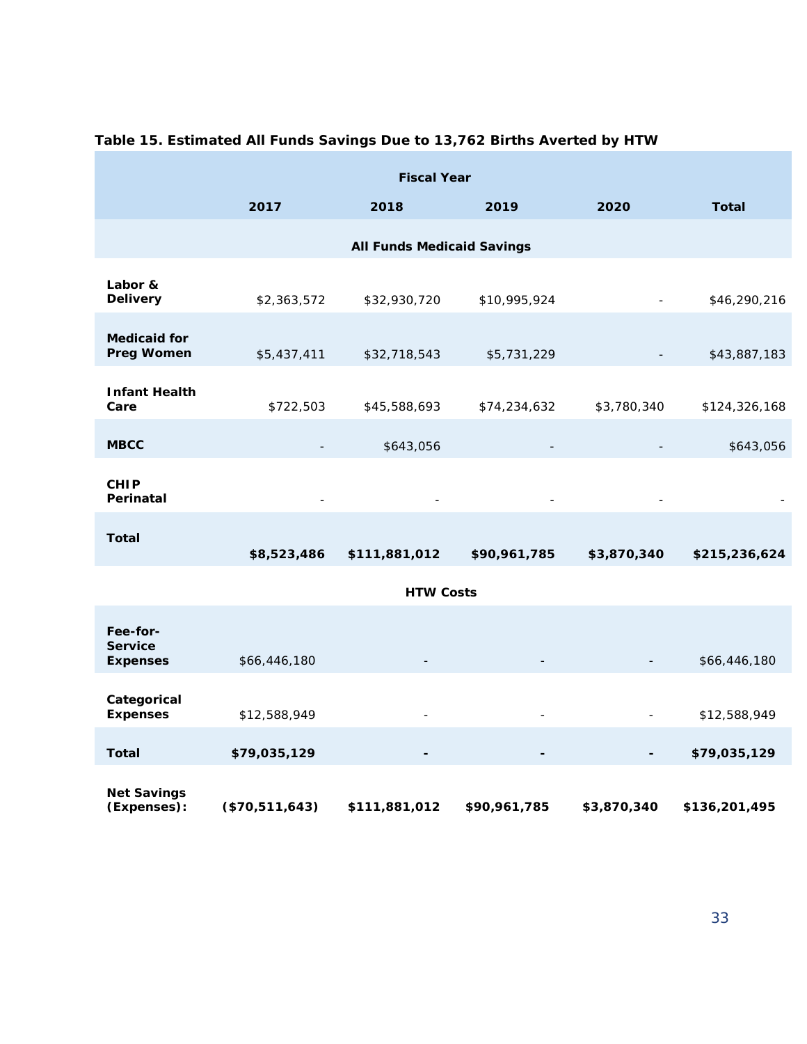**Table 15. Estimated All Funds Savings Due to 13,762 Births Averted by HTW**

| | Fiscal Year | | | | |
|---|---|---|---|---|---|
| | **2017** | **2018** | **2019** | **2020** | **Total** |
| **All Funds Medicaid Savings** | | | | | |
| **Labor & Delivery** | $2,363,572 | $32,930,720 | $10,995,924 | - | $46,290,216 |
| **Medicaid for Preg Women** | $5,437,411 | $32,718,543 | $5,731,229 | - | $43,887,183 |
| **Infant Health Care** | $722,503 | $45,588,693 | $74,234,632 | $3,780,340 | $124,326,168 |
| **MBCC** | - | $643,056 | - | - | $643,056 |
| **CHIP Perinatal** | - | - | - | - | - |
| **Total** | **$8,523,486** | **$111,881,012** | **$90,961,785** | **$3,870,340** | **$215,236,624** |
| **HTW Costs** | | | | | |
| **Fee-for-Service Expenses** | $66,446,180 | - | - | - | $66,446,180 |
| **Categorical Expenses** | $12,588,949 | - | - | - | $12,588,949 |
| **Total** | **$79,035,129** | **-** | **-** | **-** | **$79,035,129** |
| **Net Savings (Expenses):** | **($70,511,643)** | **$111,881,012** | **$90,961,785** | **$3,870,340** | **$136,201,495** |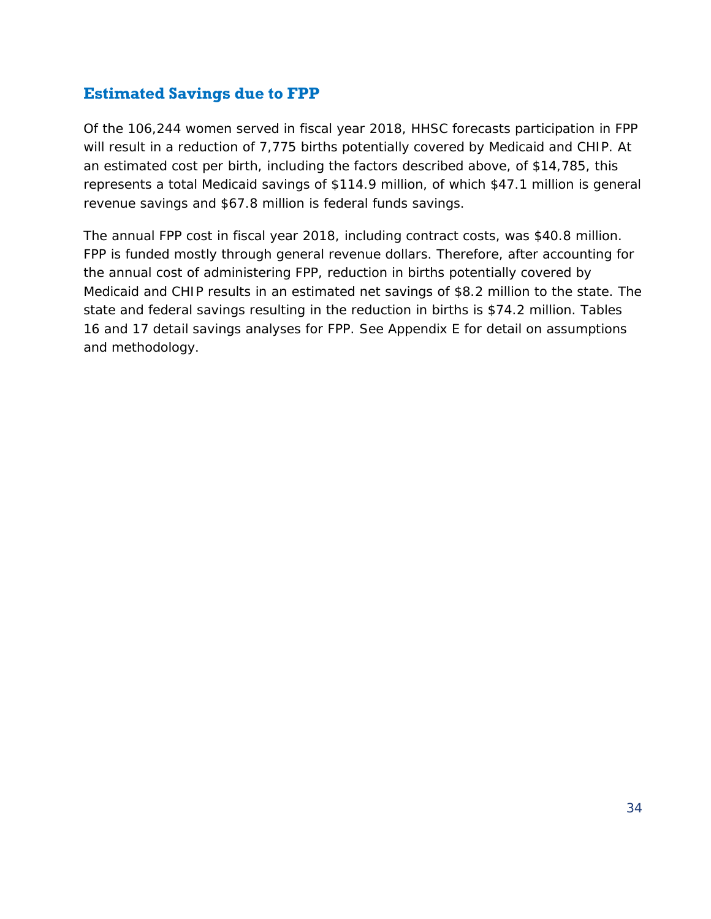## Estimated Savings due to FPP

Of the 106,244 women served in fiscal year 2018, HHSC forecasts participation in FPP will result in a reduction of 7,775 births potentially covered by Medicaid and CHIP. At an estimated cost per birth, including the factors described above, of $14,785, this represents a total Medicaid savings of $114.9 million, of which $47.1 million is general revenue savings and $67.8 million is federal funds savings.

The annual FPP cost in fiscal year 2018, including contract costs, was $40.8 million. FPP is funded mostly through general revenue dollars. Therefore, after accounting for the annual cost of administering FPP, reduction in births potentially covered by Medicaid and CHIP results in an estimated net savings of $8.2 million to the state. The state and federal savings resulting in the reduction in births is $74.2 million. Tables 16 and 17 detail savings analyses for FPP. See Appendix E for detail on assumptions and methodology.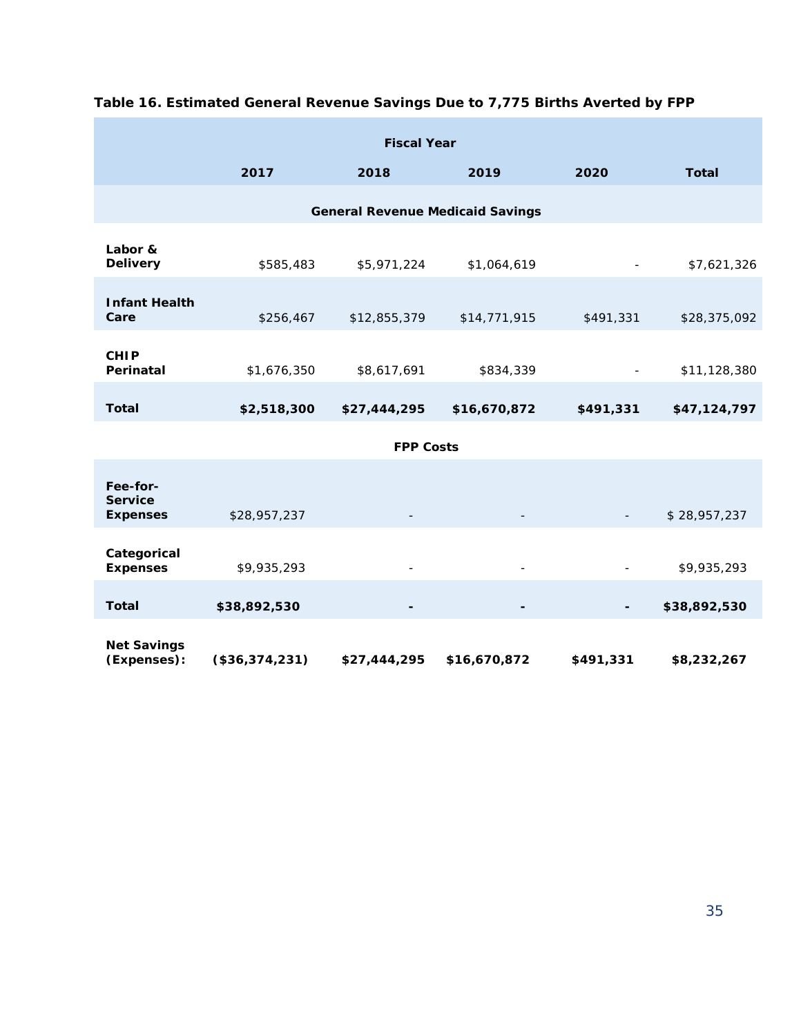**Table 16. Estimated General Revenue Savings Due to 7,775 Births Averted by FPP**

| | Fiscal Year | | | | |
|---|---|---|---|---|---|
| | **2017** | **2018** | **2019** | **2020** | **Total** |
| **General Revenue Medicaid Savings** | | | | | |
| **Labor & Delivery** | $585,483 | $5,971,224 | $1,064,619 | - | $7,621,326 |
| **Infant Health Care** | $256,467 | $12,855,379 | $14,771,915 | $491,331 | $28,375,092 |
| **CHIP Perinatal** | $1,676,350 | $8,617,691 | $834,339 | - | $11,128,380 |
| **Total** | **$2,518,300** | **$27,444,295** | **$16,670,872** | **$491,331** | **$47,124,797** |
| **FPP Costs** | | | | | |
| **Fee-for-Service Expenses** | $28,957,237 | - | - | - | $ 28,957,237 |
| **Categorical Expenses** | $9,935,293 | - | - | - | $9,935,293 |
| **Total** | **$38,892,530** | **-** | **-** | **-** | **$38,892,530** |
| **Net Savings (Expenses):** | **($36,374,231)** | **$27,444,295** | **$16,670,872** | **$491,331** | **$8,232,267** |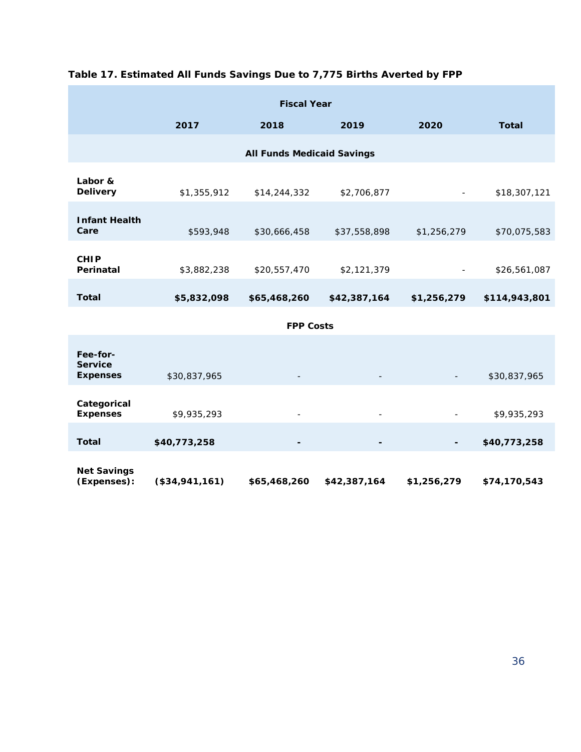**Table 17. Estimated All Funds Savings Due to 7,775 Births Averted by FPP**

| | Fiscal Year | | | | |
|---|---|---|---|---|---|
| | 2017 | 2018 | 2019 | 2020 | Total |
| **All Funds Medicaid Savings** | | | | | |
| **Labor & Delivery** | $1,355,912 | $14,244,332 | $2,706,877 | - | $18,307,121 |
| **Infant Health Care** | $593,948 | $30,666,458 | $37,558,898 | $1,256,279 | $70,075,583 |
| **CHIP Perinatal** | $3,882,238 | $20,557,470 | $2,121,379 | - | $26,561,087 |
| **Total** | **$5,832,098** | **$65,468,260** | **$42,387,164** | **$1,256,279** | **$114,943,801** |
| **FPP Costs** | | | | | |
| **Fee-for-Service Expenses** | $30,837,965 | - | - | - | $30,837,965 |
| **Categorical Expenses** | $9,935,293 | - | - | - | $9,935,293 |
| **Total** | **$40,773,258** | **-** | **-** | **-** | **$40,773,258** |
| **Net Savings (Expenses):** | **($34,941,161)** | **$65,468,260** | **$42,387,164** | **$1,256,279** | **$74,170,543** |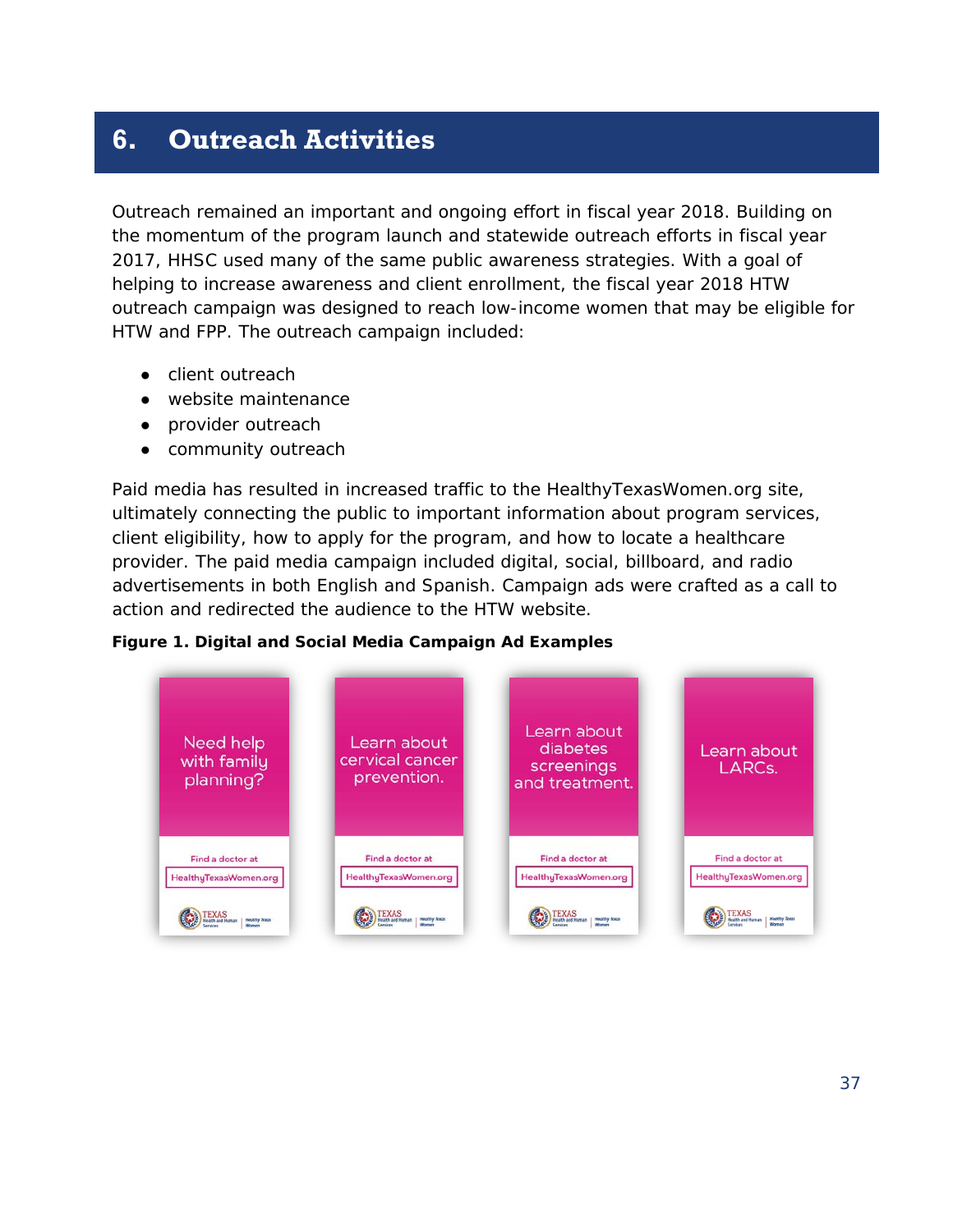# 6. Outreach Activities

Outreach remained an important and ongoing effort in fiscal year 2018. Building on the momentum of the program launch and statewide outreach efforts in fiscal year 2017, HHSC used many of the same public awareness strategies. With a goal of helping to increase awareness and client enrollment, the fiscal year 2018 HTW outreach campaign was designed to reach low-income women that may be eligible for HTW and FPP. The outreach campaign included:

- client outreach
- website maintenance
- provider outreach
- community outreach

Paid media has resulted in increased traffic to the HealthyTexasWomen.org site, ultimately connecting the public to important information about program services, client eligibility, how to apply for the program, and how to locate a healthcare provider. The paid media campaign included digital, social, billboard, and radio advertisements in both English and Spanish. Campaign ads were crafted as a call to action and redirected the audience to the HTW website.

**Figure 1. Digital and Social Media Campaign Ad Examples**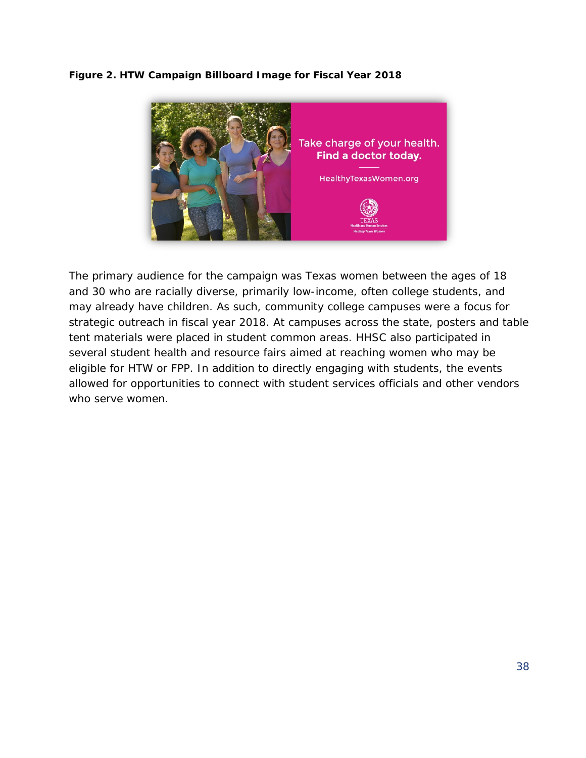**Figure 2. HTW Campaign Billboard Image for Fiscal Year 2018**

The primary audience for the campaign was Texas women between the ages of 18 and 30 who are racially diverse, primarily low-income, often college students, and may already have children. As such, community college campuses were a focus for strategic outreach in fiscal year 2018. At campuses across the state, posters and table tent materials were placed in student common areas. HHSC also participated in several student health and resource fairs aimed at reaching women who may be eligible for HTW or FPP. In addition to directly engaging with students, the events allowed for opportunities to connect with student services officials and other vendors who serve women.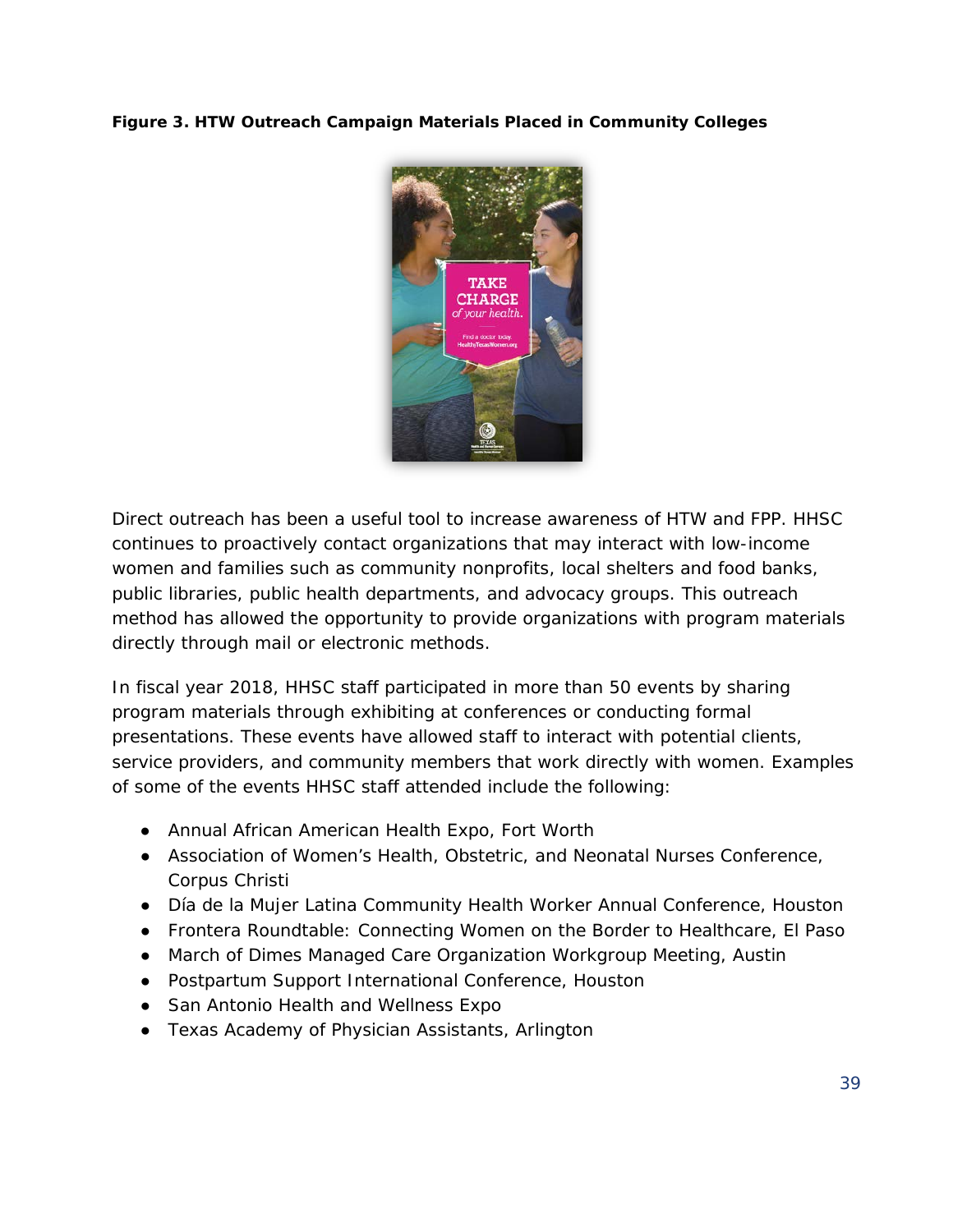**Figure 3. HTW Outreach Campaign Materials Placed in Community Colleges**

Direct outreach has been a useful tool to increase awareness of HTW and FPP. HHSC continues to proactively contact organizations that may interact with low-income women and families such as community nonprofits, local shelters and food banks, public libraries, public health departments, and advocacy groups. This outreach method has allowed the opportunity to provide organizations with program materials directly through mail or electronic methods.

In fiscal year 2018, HHSC staff participated in more than 50 events by sharing program materials through exhibiting at conferences or conducting formal presentations. These events have allowed staff to interact with potential clients, service providers, and community members that work directly with women. Examples of some of the events HHSC staff attended include the following:

- Annual African American Health Expo, Fort Worth
- Association of Women's Health, Obstetric, and Neonatal Nurses Conference, Corpus Christi
- Día de la Mujer Latina Community Health Worker Annual Conference, Houston
- Frontera Roundtable: Connecting Women on the Border to Healthcare, El Paso
- March of Dimes Managed Care Organization Workgroup Meeting, Austin
- Postpartum Support International Conference, Houston
- San Antonio Health and Wellness Expo
- Texas Academy of Physician Assistants, Arlington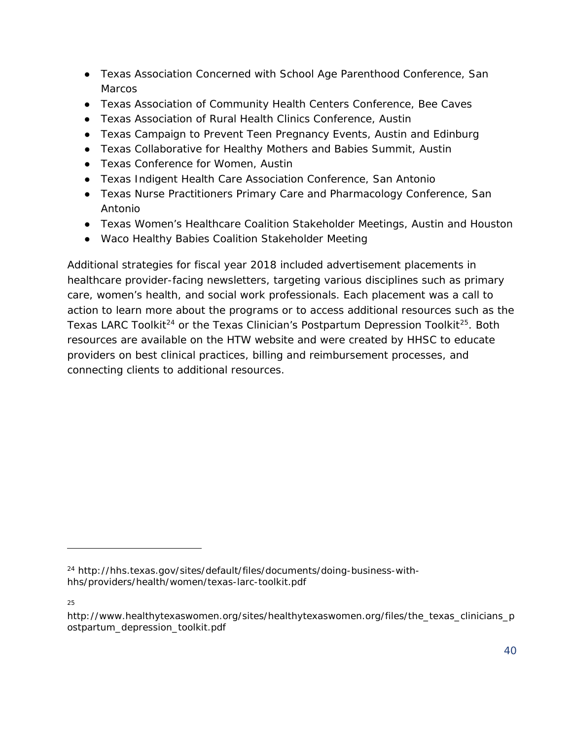- Texas Association Concerned with School Age Parenthood Conference, San Marcos
- Texas Association of Community Health Centers Conference, Bee Caves
- Texas Association of Rural Health Clinics Conference, Austin
- Texas Campaign to Prevent Teen Pregnancy Events, Austin and Edinburg
- Texas Collaborative for Healthy Mothers and Babies Summit, Austin
- Texas Conference for Women, Austin
- Texas Indigent Health Care Association Conference, San Antonio
- Texas Nurse Practitioners Primary Care and Pharmacology Conference, San Antonio
- Texas Women's Healthcare Coalition Stakeholder Meetings, Austin and Houston
- Waco Healthy Babies Coalition Stakeholder Meeting

Additional strategies for fiscal year 2018 included advertisement placements in healthcare provider-facing newsletters, targeting various disciplines such as primary care, women's health, and social work professionals. Each placement was a call to action to learn more about the programs or to access additional resources such as the Texas LARC Toolkit[24] or the Texas Clinician's Postpartum Depression Toolkit[25]. Both resources are available on the HTW website and were created by HHSC to educate providers on best clinical practices, billing and reimbursement processes, and connecting clients to additional resources.

---

[24] http://hhs.texas.gov/sites/default/files/documents/doing-business-with-hhs/providers/health/women/texas-larc-toolkit.pdf

[25] http://www.healthytexaswomen.org/sites/healthytexaswomen.org/files/the_texas_clinicians_postpartum_depression_toolkit.pdf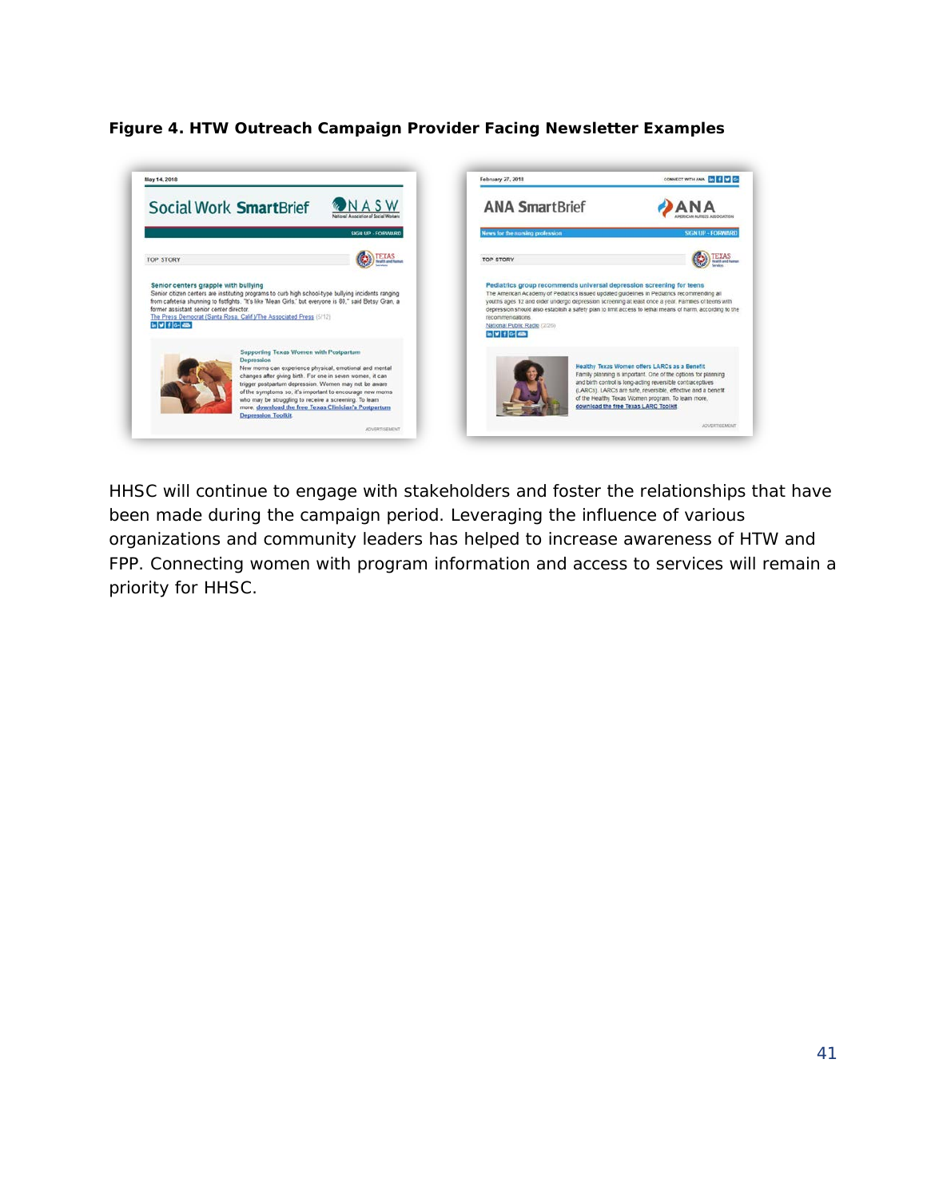**Figure 4. HTW Outreach Campaign Provider Facing Newsletter Examples**

HHSC will continue to engage with stakeholders and foster the relationships that have been made during the campaign period. Leveraging the influence of various organizations and community leaders has helped to increase awareness of HTW and FPP. Connecting women with program information and access to services will remain a priority for HHSC.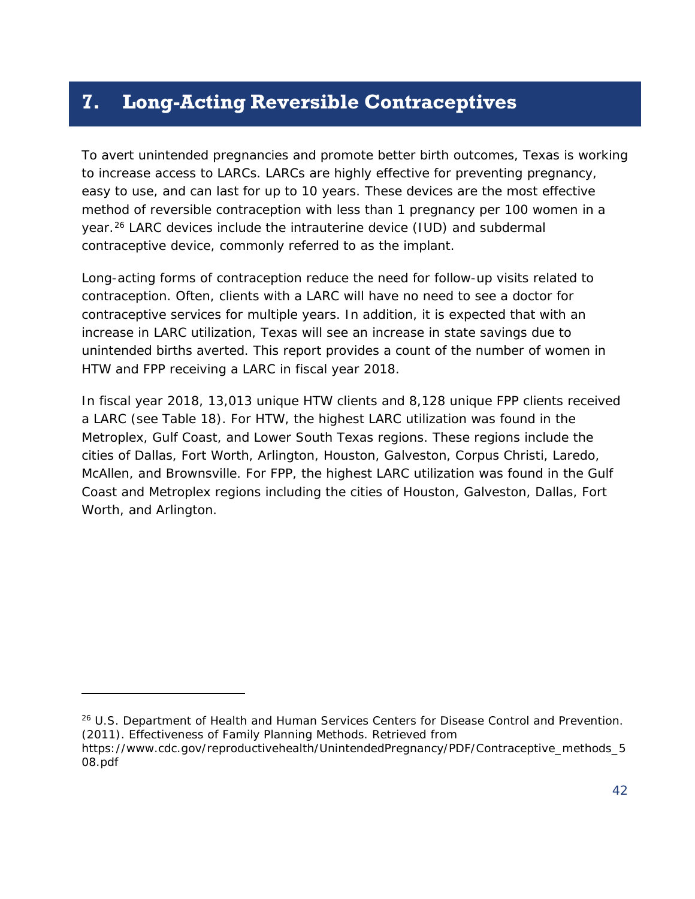# 7. Long-Acting Reversible Contraceptives

To avert unintended pregnancies and promote better birth outcomes, Texas is working to increase access to LARCs. LARCs are highly effective for preventing pregnancy, easy to use, and can last for up to 10 years. These devices are the most effective method of reversible contraception with less than 1 pregnancy per 100 women in a year.[26] LARC devices include the intrauterine device (IUD) and subdermal contraceptive device, commonly referred to as the implant.

Long-acting forms of contraception reduce the need for follow-up visits related to contraception. Often, clients with a LARC will have no need to see a doctor for contraceptive services for multiple years. In addition, it is expected that with an increase in LARC utilization, Texas will see an increase in state savings due to unintended births averted. This report provides a count of the number of women in HTW and FPP receiving a LARC in fiscal year 2018.

In fiscal year 2018, 13,013 unique HTW clients and 8,128 unique FPP clients received a LARC (see Table 18). For HTW, the highest LARC utilization was found in the Metroplex, Gulf Coast, and Lower South Texas regions. These regions include the cities of Dallas, Fort Worth, Arlington, Houston, Galveston, Corpus Christi, Laredo, McAllen, and Brownsville. For FPP, the highest LARC utilization was found in the Gulf Coast and Metroplex regions including the cities of Houston, Galveston, Dallas, Fort Worth, and Arlington.

---

[26] U.S. Department of Health and Human Services Centers for Disease Control and Prevention. (2011). Effectiveness of Family Planning Methods. Retrieved from https://www.cdc.gov/reproductivehealth/UnintendedPregnancy/PDF/Contraceptive_methods_508.pdf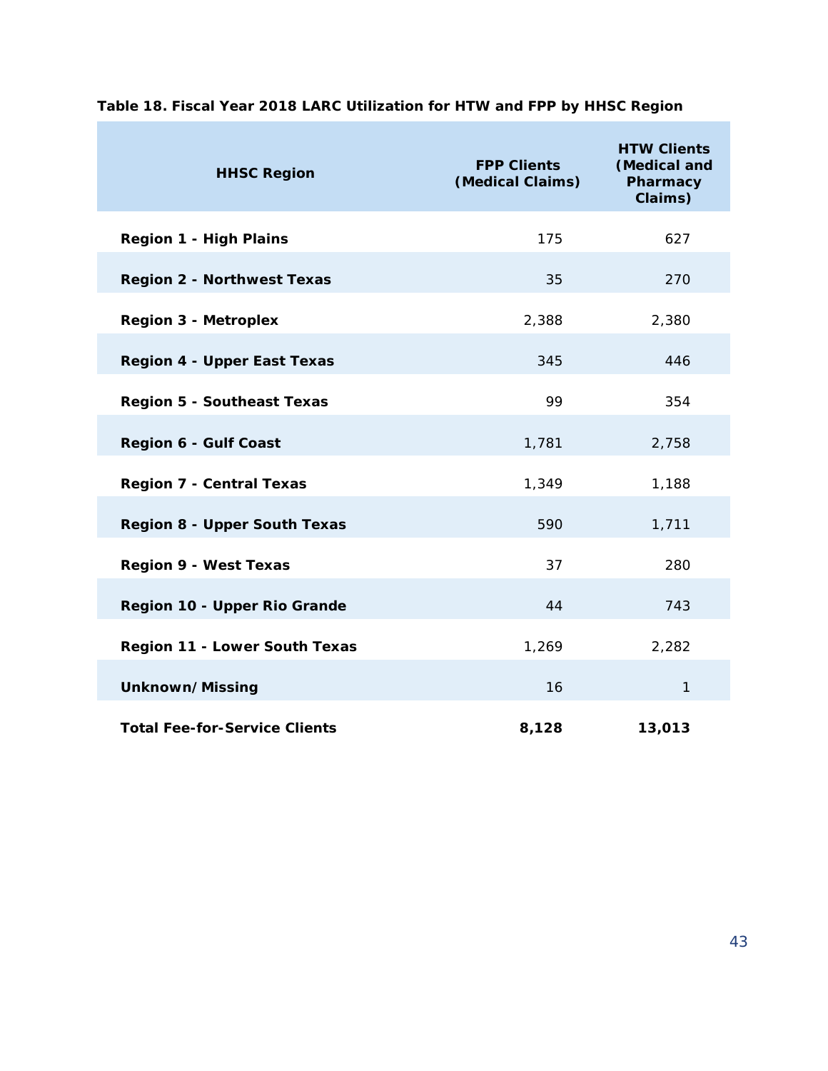**Table 18. Fiscal Year 2018 LARC Utilization for HTW and FPP by HHSC Region**

| HHSC Region | FPP Clients (Medical Claims) | HTW Clients (Medical and Pharmacy Claims) |
|---|---|---|
| **Region 1 - High Plains** | 175 | 627 |
| **Region 2 - Northwest Texas** | 35 | 270 |
| **Region 3 - Metroplex** | 2,388 | 2,380 |
| **Region 4 - Upper East Texas** | 345 | 446 |
| **Region 5 - Southeast Texas** | 99 | 354 |
| **Region 6 - Gulf Coast** | 1,781 | 2,758 |
| **Region 7 - Central Texas** | 1,349 | 1,188 |
| **Region 8 - Upper South Texas** | 590 | 1,711 |
| **Region 9 - West Texas** | 37 | 280 |
| **Region 10 - Upper Rio Grande** | 44 | 743 |
| **Region 11 - Lower South Texas** | 1,269 | 2,282 |
| **Unknown/Missing** | 16 | 1 |
| **Total Fee-for-Service Clients** | **8,128** | **13,013** |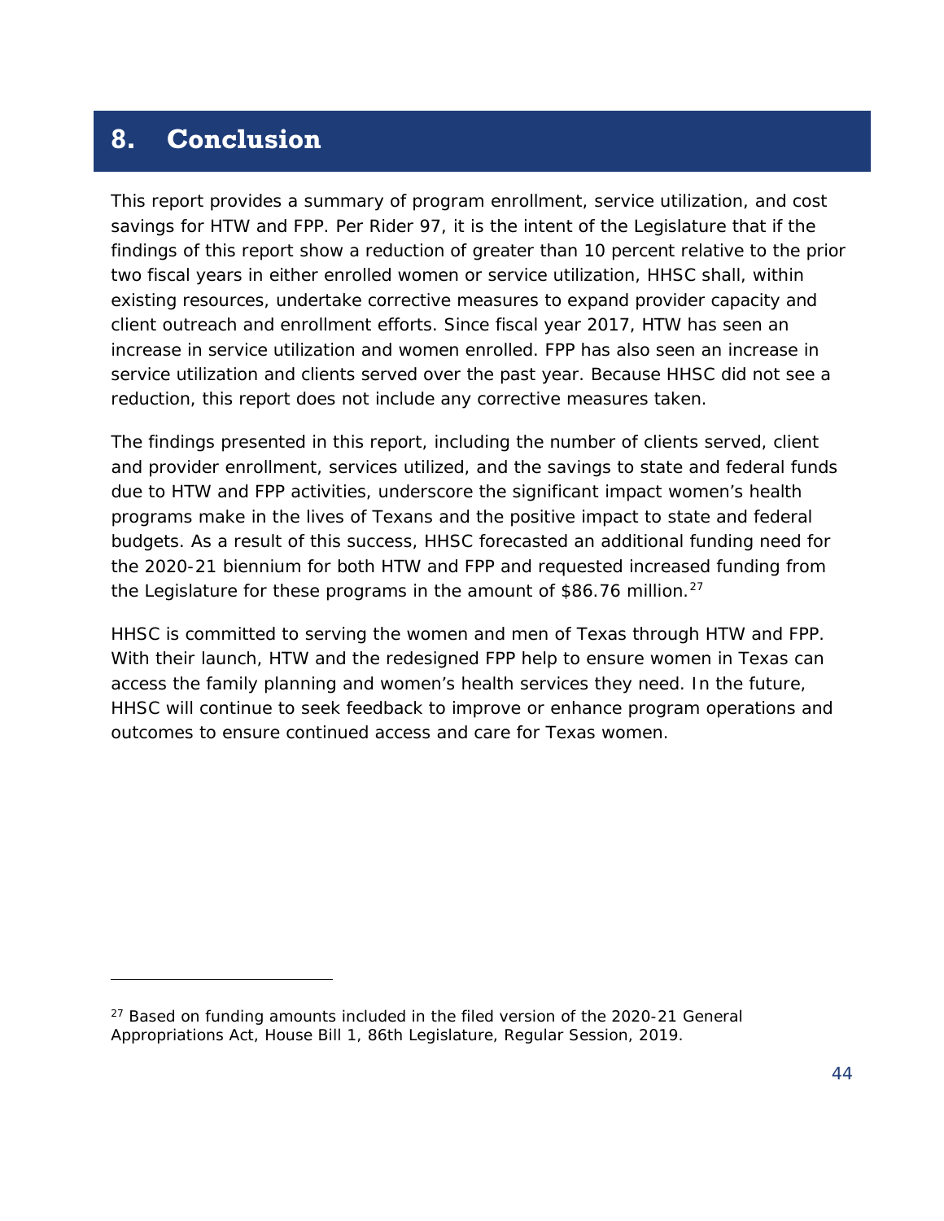# 8. Conclusion

This report provides a summary of program enrollment, service utilization, and cost savings for HTW and FPP. Per Rider 97, it is the intent of the Legislature that if the findings of this report show a reduction of greater than 10 percent relative to the prior two fiscal years in either enrolled women or service utilization, HHSC shall, within existing resources, undertake corrective measures to expand provider capacity and client outreach and enrollment efforts. Since fiscal year 2017, HTW has seen an increase in service utilization and women enrolled. FPP has also seen an increase in service utilization and clients served over the past year. Because HHSC did not see a reduction, this report does not include any corrective measures taken.

The findings presented in this report, including the number of clients served, client and provider enrollment, services utilized, and the savings to state and federal funds due to HTW and FPP activities, underscore the significant impact women's health programs make in the lives of Texans and the positive impact to state and federal budgets. As a result of this success, HHSC forecasted an additional funding need for the 2020-21 biennium for both HTW and FPP and requested increased funding from the Legislature for these programs in the amount of $86.76 million.[27]

HHSC is committed to serving the women and men of Texas through HTW and FPP. With their launch, HTW and the redesigned FPP help to ensure women in Texas can access the family planning and women's health services they need. In the future, HHSC will continue to seek feedback to improve or enhance program operations and outcomes to ensure continued access and care for Texas women.

---

[27] Based on funding amounts included in the filed version of the 2020-21 General Appropriations Act, House Bill 1, 86th Legislature, Regular Session, 2019.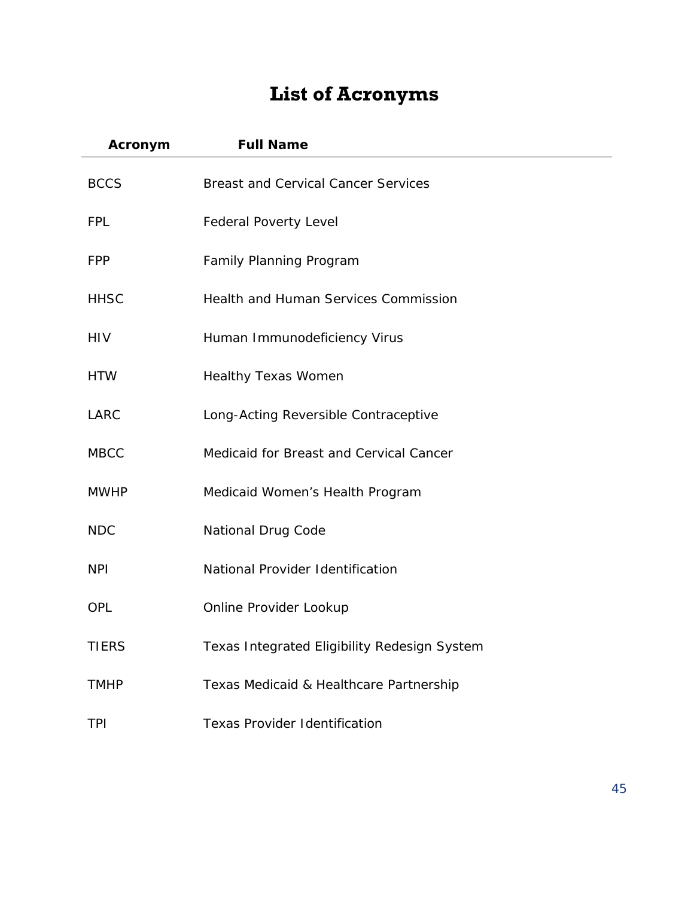# List of Acronyms

| Acronym | Full Name |
|---|---|
| BCCS | Breast and Cervical Cancer Services |
| FPL | Federal Poverty Level |
| FPP | Family Planning Program |
| HHSC | Health and Human Services Commission |
| HIV | Human Immunodeficiency Virus |
| HTW | Healthy Texas Women |
| LARC | Long-Acting Reversible Contraceptive |
| MBCC | Medicaid for Breast and Cervical Cancer |
| MWHP | Medicaid Women's Health Program |
| NDC | National Drug Code |
| NPI | National Provider Identification |
| OPL | Online Provider Lookup |
| TIERS | Texas Integrated Eligibility Redesign System |
| TMHP | Texas Medicaid & Healthcare Partnership |
| TPI | Texas Provider Identification |